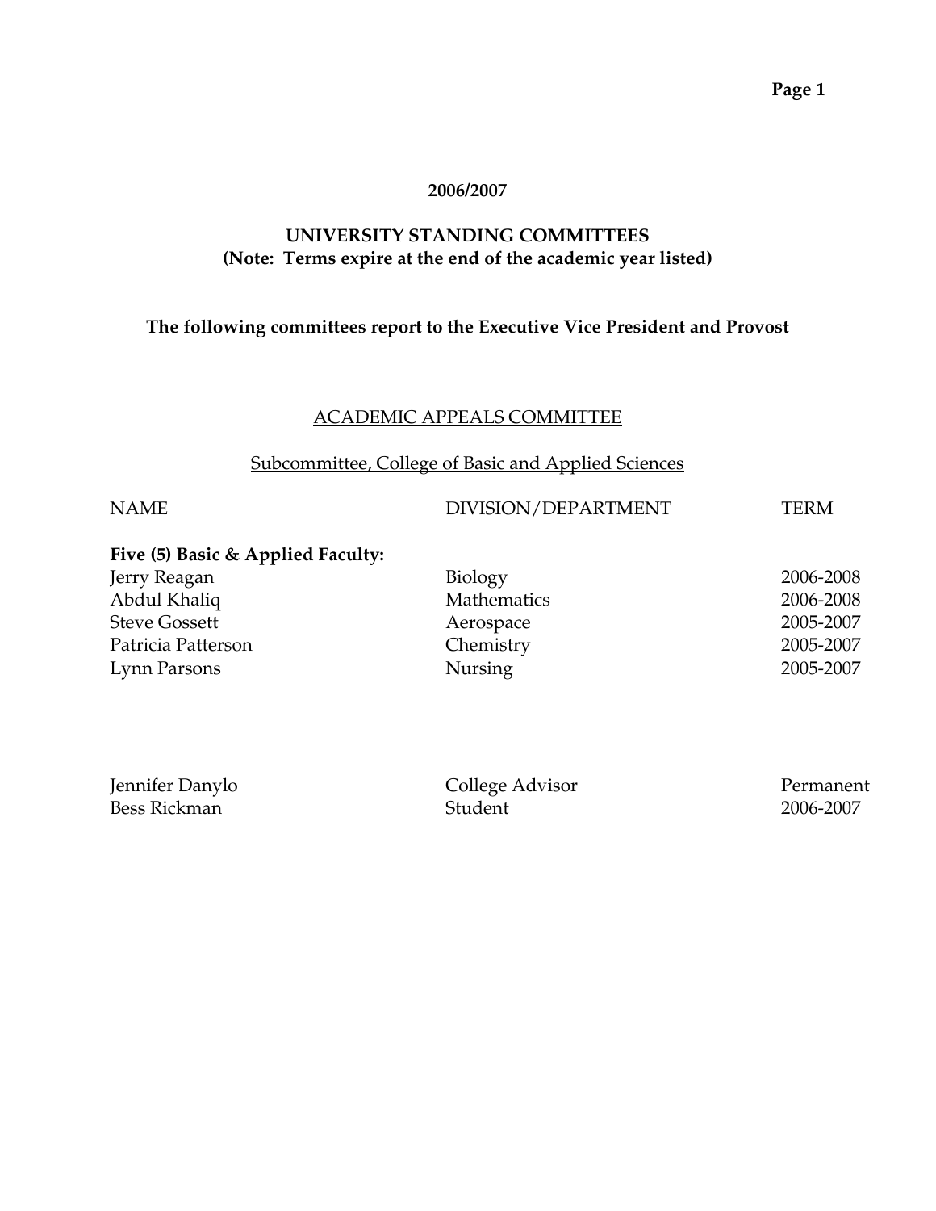**2006/2007**

# UNIVERSITY STANDING COMMITTEES
**(Note: Terms expire at the end of the academic year listed)**

**The following committees report to the Executive Vice President and Provost**

## ACADEMIC APPEALS COMMITTEE

### Subcommittee, College of Basic and Applied Sciences

| NAME | DIVISION/DEPARTMENT | TERM |
|---|---|---|
| **Five (5) Basic & Applied Faculty:** | | |
| Jerry Reagan | Biology | 2006-2008 |
| Abdul Khaliq | Mathematics | 2006-2008 |
| Steve Gossett | Aerospace | 2005-2007 |
| Patricia Patterson | Chemistry | 2005-2007 |
| Lynn Parsons | Nursing | 2005-2007 |
| | | |
| Jennifer Danylo | College Advisor | Permanent |
| Bess Rickman | Student | 2006-2007 |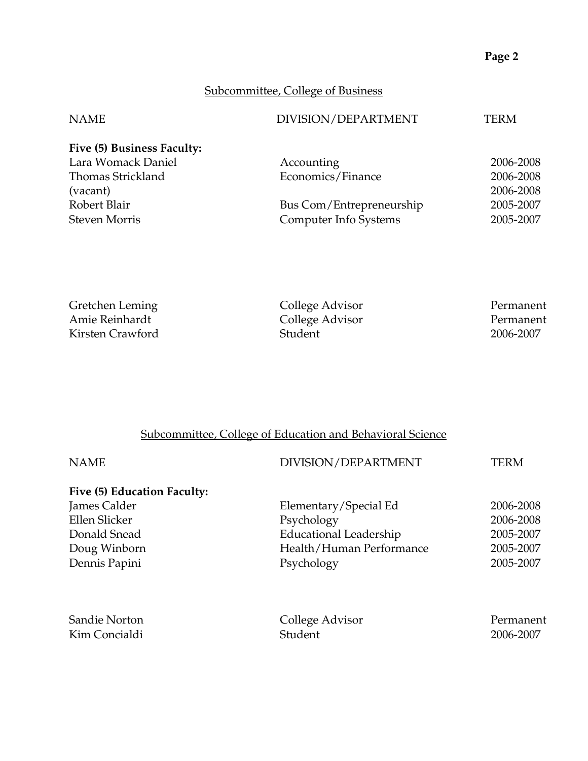## Subcommittee, College of Business

| NAME | DIVISION/DEPARTMENT | TERM |
| --- | --- | --- |
| **Five (5) Business Faculty:** | | |
| Lara Womack Daniel | Accounting | 2006-2008 |
| Thomas Strickland | Economics/Finance | 2006-2008 |
| (vacant) | | 2006-2008 |
| Robert Blair | Bus Com/Entrepreneurship | 2005-2007 |
| Steven Morris | Computer Info Systems | 2005-2007 |
| | | |
| Gretchen Leming | College Advisor | Permanent |
| Amie Reinhardt | College Advisor | Permanent |
| Kirsten Crawford | Student | 2006-2007 |

## Subcommittee, College of Education and Behavioral Science

| NAME | DIVISION/DEPARTMENT | TERM |
| --- | --- | --- |
| **Five (5) Education Faculty:** | | |
| James Calder | Elementary/Special Ed | 2006-2008 |
| Ellen Slicker | Psychology | 2006-2008 |
| Donald Snead | Educational Leadership | 2005-2007 |
| Doug Winborn | Health/Human Performance | 2005-2007 |
| Dennis Papini | Psychology | 2005-2007 |
| | | |
| Sandie Norton | College Advisor | Permanent |
| Kim Concialdi | Student | 2006-2007 |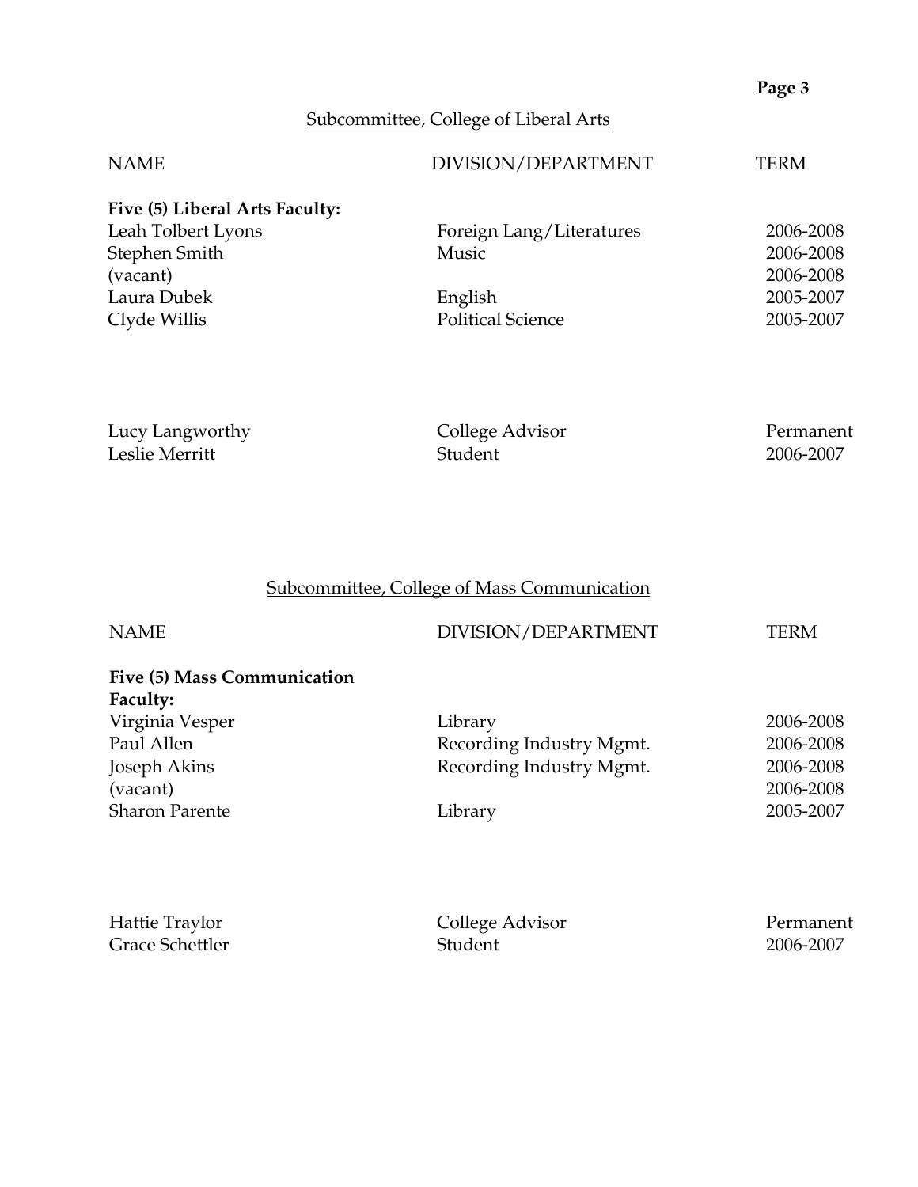## Subcommittee, College of Liberal Arts

| NAME | DIVISION/DEPARTMENT | TERM |
|---|---|---|
| **Five (5) Liberal Arts Faculty:** | | |
| Leah Tolbert Lyons | Foreign Lang/Literatures | 2006-2008 |
| Stephen Smith | Music | 2006-2008 |
| (vacant) | | 2006-2008 |
| Laura Dubek | English | 2005-2007 |
| Clyde Willis | Political Science | 2005-2007 |
| | | |
| Lucy Langworthy | College Advisor | Permanent |
| Leslie Merritt | Student | 2006-2007 |

## Subcommittee, College of Mass Communication

| NAME | DIVISION/DEPARTMENT | TERM |
|---|---|---|
| **Five (5) Mass Communication Faculty:** | | |
| Virginia Vesper | Library | 2006-2008 |
| Paul Allen | Recording Industry Mgmt. | 2006-2008 |
| Joseph Akins | Recording Industry Mgmt. | 2006-2008 |
| (vacant) | | 2006-2008 |
| Sharon Parente | Library | 2005-2007 |
| | | |
| Hattie Traylor | College Advisor | Permanent |
| Grace Schettler | Student | 2006-2007 |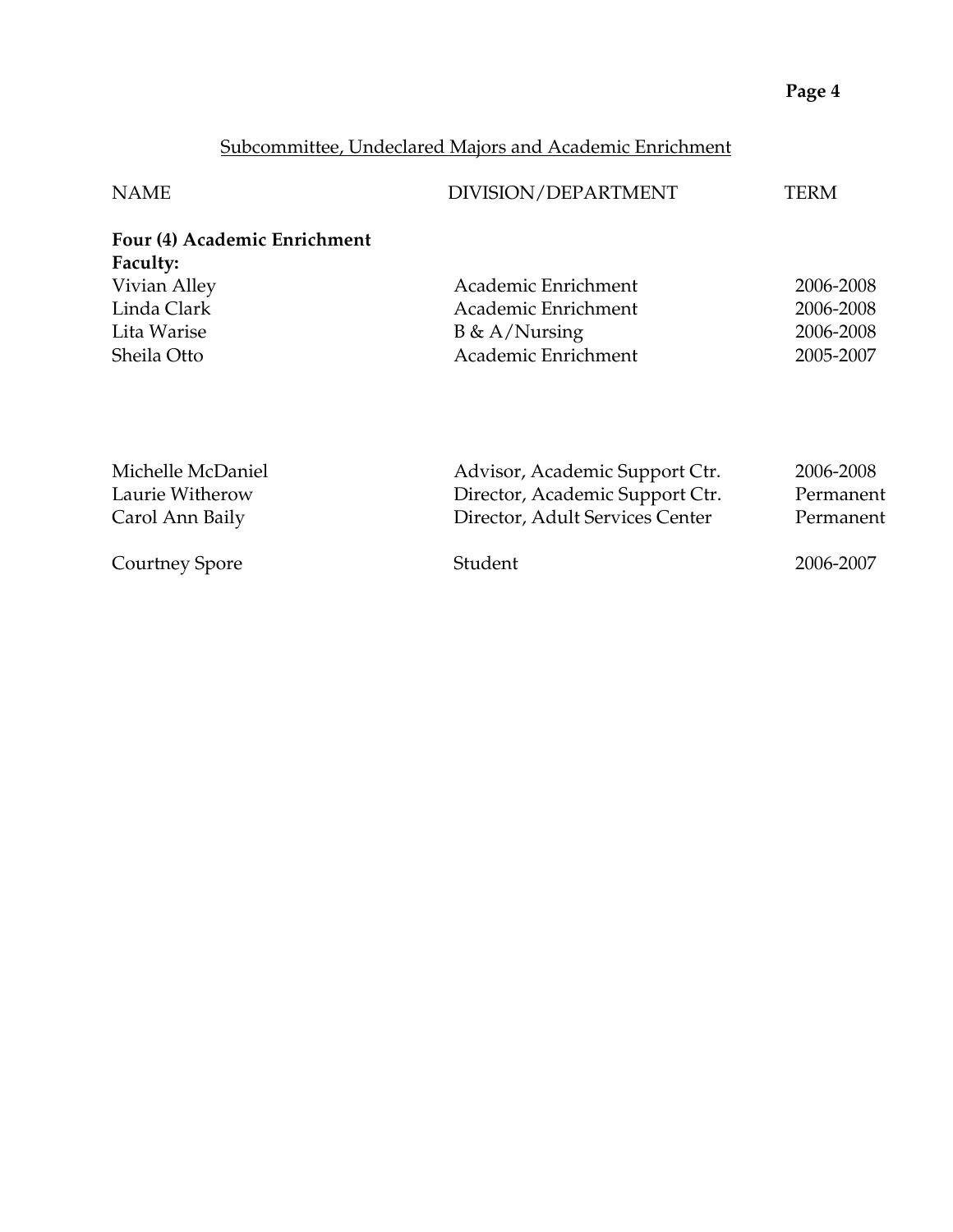## Subcommittee, Undeclared Majors and Academic Enrichment

| NAME | DIVISION/DEPARTMENT | TERM |
|---|---|---|
| **Four (4) Academic Enrichment Faculty:** | | |
| Vivian Alley | Academic Enrichment | 2006-2008 |
| Linda Clark | Academic Enrichment | 2006-2008 |
| Lita Warise | B & A/Nursing | 2006-2008 |
| Sheila Otto | Academic Enrichment | 2005-2007 |
| Michelle McDaniel | Advisor, Academic Support Ctr. | 2006-2008 |
| Laurie Witherow | Director, Academic Support Ctr. | Permanent |
| Carol Ann Baily | Director, Adult Services Center | Permanent |
| Courtney Spore | Student | 2006-2007 |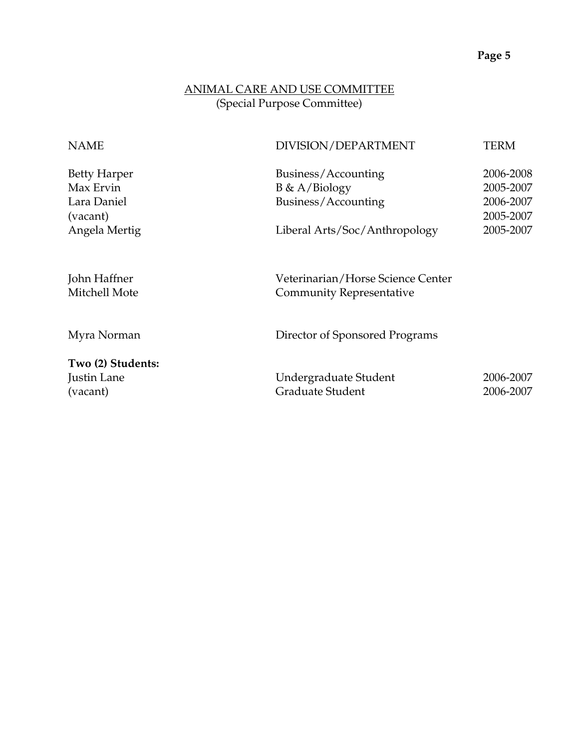## ANIMAL CARE AND USE COMMITTEE
(Special Purpose Committee)

| NAME | DIVISION/DEPARTMENT | TERM |
|---|---|---|
| Betty Harper | Business/Accounting | 2006-2008 |
| Max Ervin | B & A/Biology | 2005-2007 |
| Lara Daniel | Business/Accounting | 2006-2007 |
| (vacant) | | 2005-2007 |
| Angela Mertig | Liberal Arts/Soc/Anthropology | 2005-2007 |
| | | |
| John Haffner | Veterinarian/Horse Science Center | |
| Mitchell Mote | Community Representative | |
| | | |
| Myra Norman | Director of Sponsored Programs | |
| | | |
| **Two (2) Students:** | | |
| Justin Lane | Undergraduate Student | 2006-2007 |
| (vacant) | Graduate Student | 2006-2007 |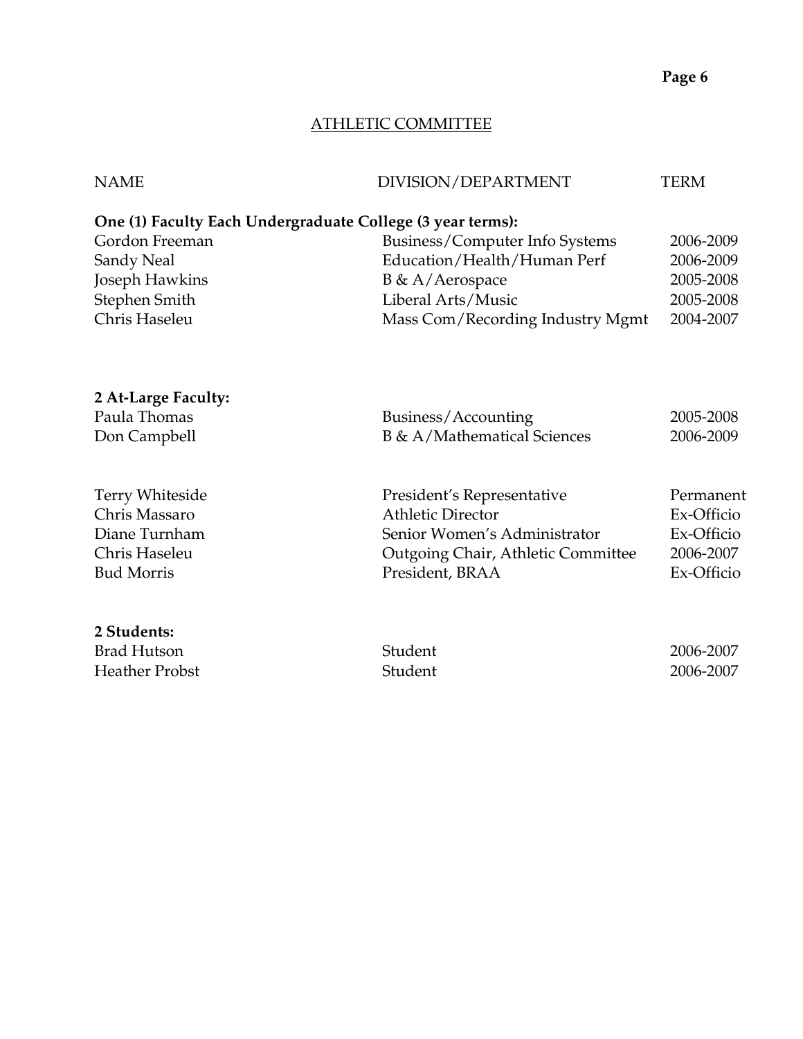## ATHLETIC COMMITTEE

| NAME | DIVISION/DEPARTMENT | TERM |
|---|---|---|
| **One (1) Faculty Each Undergraduate College (3 year terms):** | | |
| Gordon Freeman | Business/Computer Info Systems | 2006-2009 |
| Sandy Neal | Education/Health/Human Perf | 2006-2009 |
| Joseph Hawkins | B & A/Aerospace | 2005-2008 |
| Stephen Smith | Liberal Arts/Music | 2005-2008 |
| Chris Haseleu | Mass Com/Recording Industry Mgmt | 2004-2007 |
| **2 At-Large Faculty:** | | |
| Paula Thomas | Business/Accounting | 2005-2008 |
| Don Campbell | B & A/Mathematical Sciences | 2006-2009 |
| Terry Whiteside | President's Representative | Permanent |
| Chris Massaro | Athletic Director | Ex-Officio |
| Diane Turnham | Senior Women's Administrator | Ex-Officio |
| Chris Haseleu | Outgoing Chair, Athletic Committee | 2006-2007 |
| Bud Morris | President, BRAA | Ex-Officio |
| **2 Students:** | | |
| Brad Hutson | Student | 2006-2007 |
| Heather Probst | Student | 2006-2007 |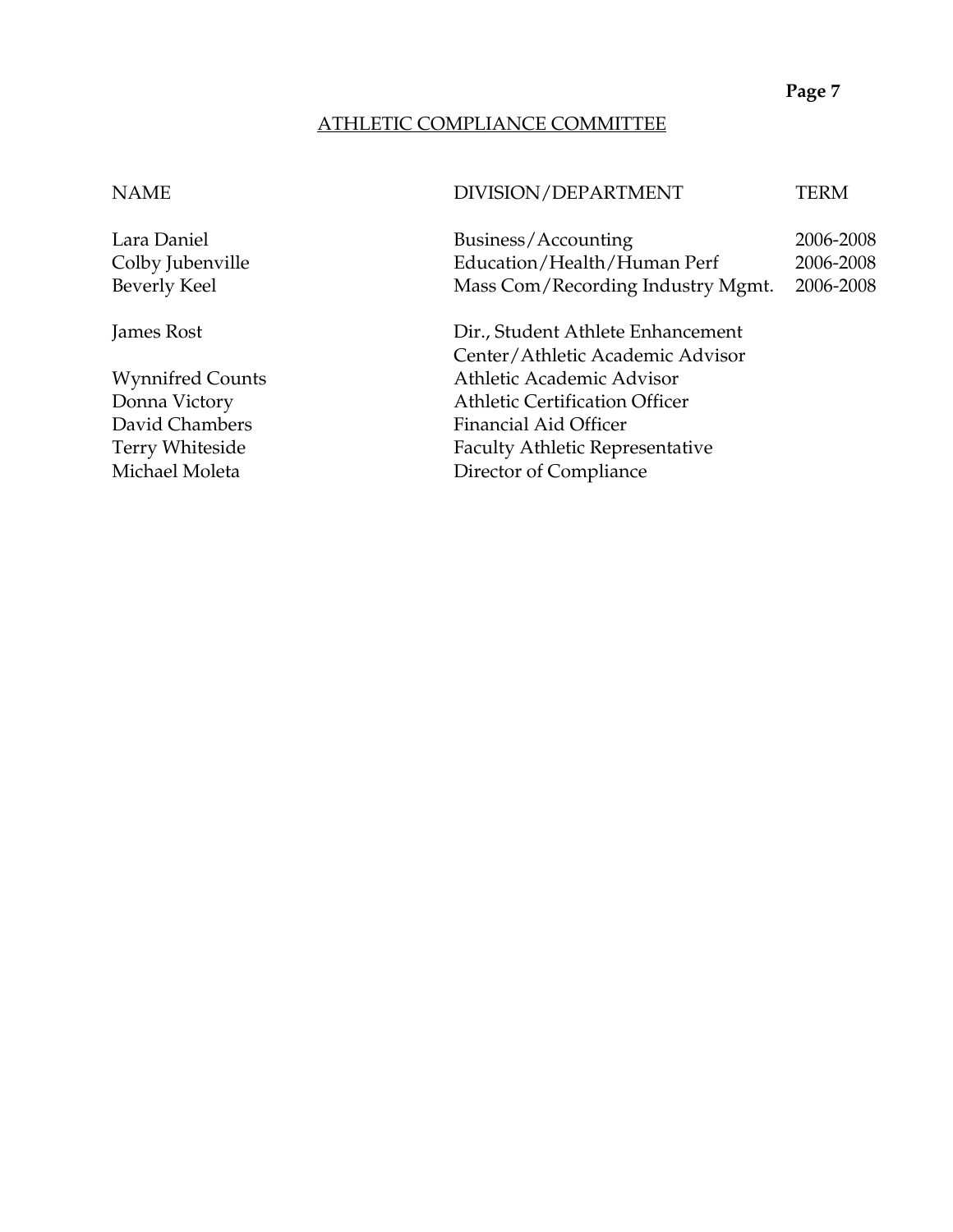## ATHLETIC COMPLIANCE COMMITTEE

| NAME | DIVISION/DEPARTMENT | TERM |
|---|---|---|
| Lara Daniel | Business/Accounting | 2006-2008 |
| Colby Jubenville | Education/Health/Human Perf | 2006-2008 |
| Beverly Keel | Mass Com/Recording Industry Mgmt. | 2006-2008 |
| James Rost | Dir., Student Athlete Enhancement Center/Athletic Academic Advisor | |
| Wynnifred Counts | Athletic Academic Advisor | |
| Donna Victory | Athletic Certification Officer | |
| David Chambers | Financial Aid Officer | |
| Terry Whiteside | Faculty Athletic Representative | |
| Michael Moleta | Director of Compliance | |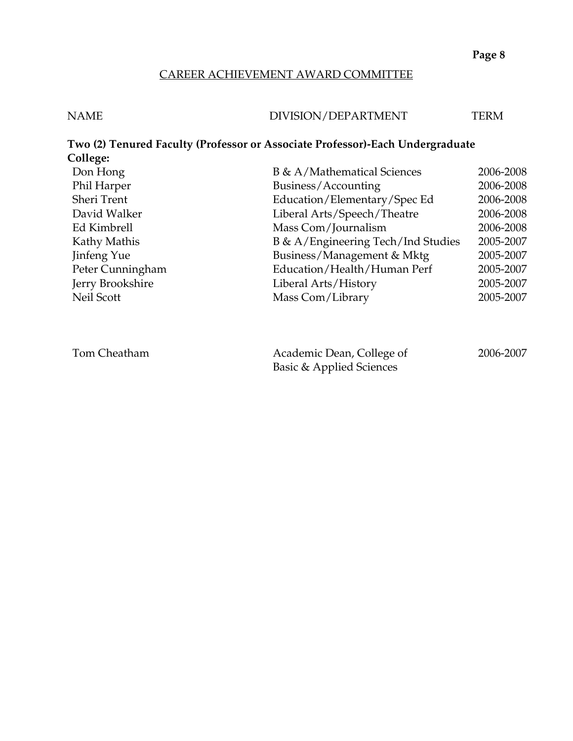## CAREER ACHIEVEMENT AWARD COMMITTEE

| NAME | DIVISION/DEPARTMENT | TERM |
|---|---|---|
| **Two (2) Tenured Faculty (Professor or Associate Professor)-Each Undergraduate College:** | | |
| Don Hong | B & A/Mathematical Sciences | 2006-2008 |
| Phil Harper | Business/Accounting | 2006-2008 |
| Sheri Trent | Education/Elementary/Spec Ed | 2006-2008 |
| David Walker | Liberal Arts/Speech/Theatre | 2006-2008 |
| Ed Kimbrell | Mass Com/Journalism | 2006-2008 |
| Kathy Mathis | B & A/Engineering Tech/Ind Studies | 2005-2007 |
| Jinfeng Yue | Business/Management & Mktg | 2005-2007 |
| Peter Cunningham | Education/Health/Human Perf | 2005-2007 |
| Jerry Brookshire | Liberal Arts/History | 2005-2007 |
| Neil Scott | Mass Com/Library | 2005-2007 |
| | | |
| Tom Cheatham | Academic Dean, College of Basic & Applied Sciences | 2006-2007 |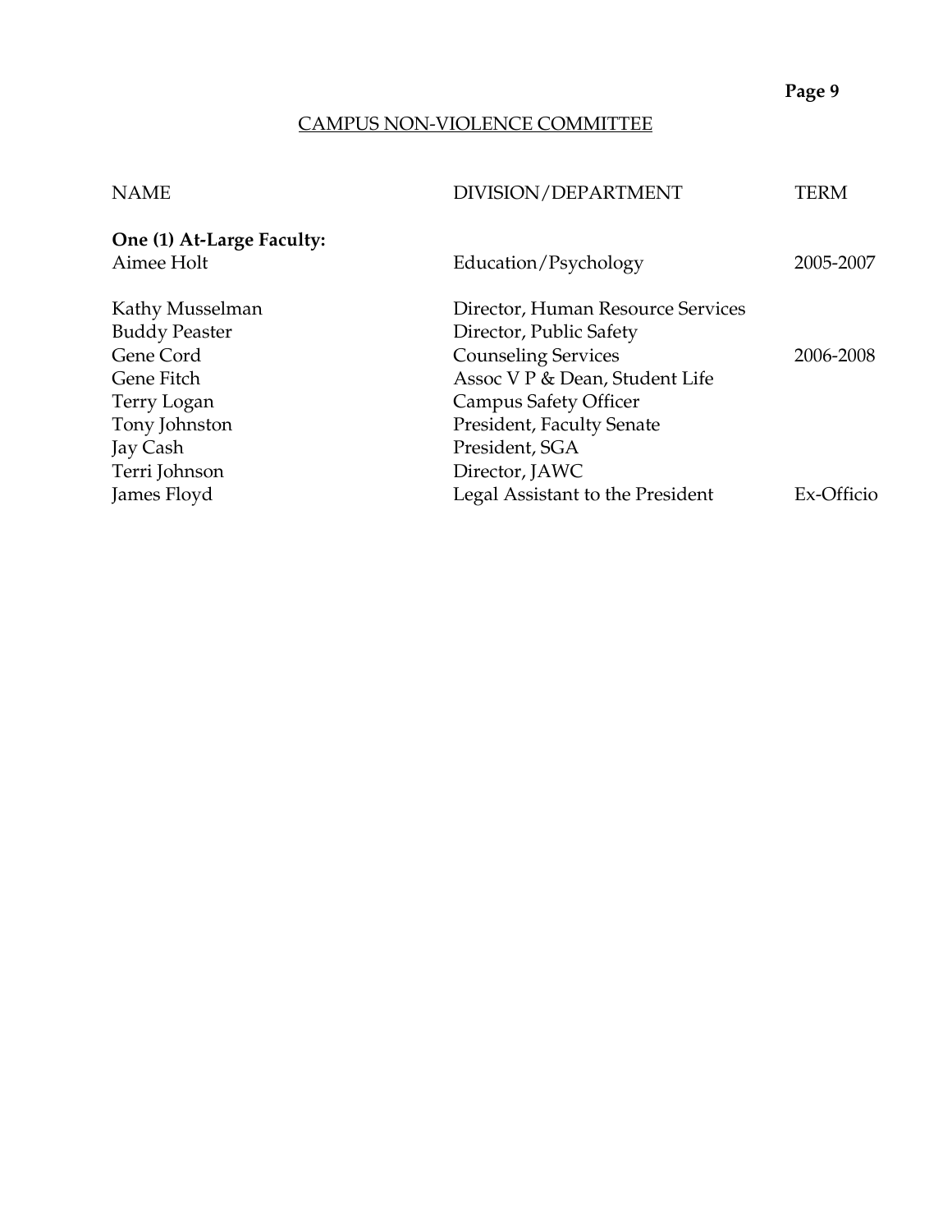## CAMPUS NON-VIOLENCE COMMITTEE

| NAME | DIVISION/DEPARTMENT | TERM |
|---|---|---|
| **One (1) At-Large Faculty:** | | |
| Aimee Holt | Education/Psychology | 2005-2007 |
| | | |
| Kathy Musselman | Director, Human Resource Services | |
| Buddy Peaster | Director, Public Safety | |
| Gene Cord | Counseling Services | 2006-2008 |
| Gene Fitch | Assoc V P & Dean, Student Life | |
| Terry Logan | Campus Safety Officer | |
| Tony Johnston | President, Faculty Senate | |
| Jay Cash | President, SGA | |
| Terri Johnson | Director, JAWC | |
| James Floyd | Legal Assistant to the President | Ex-Officio |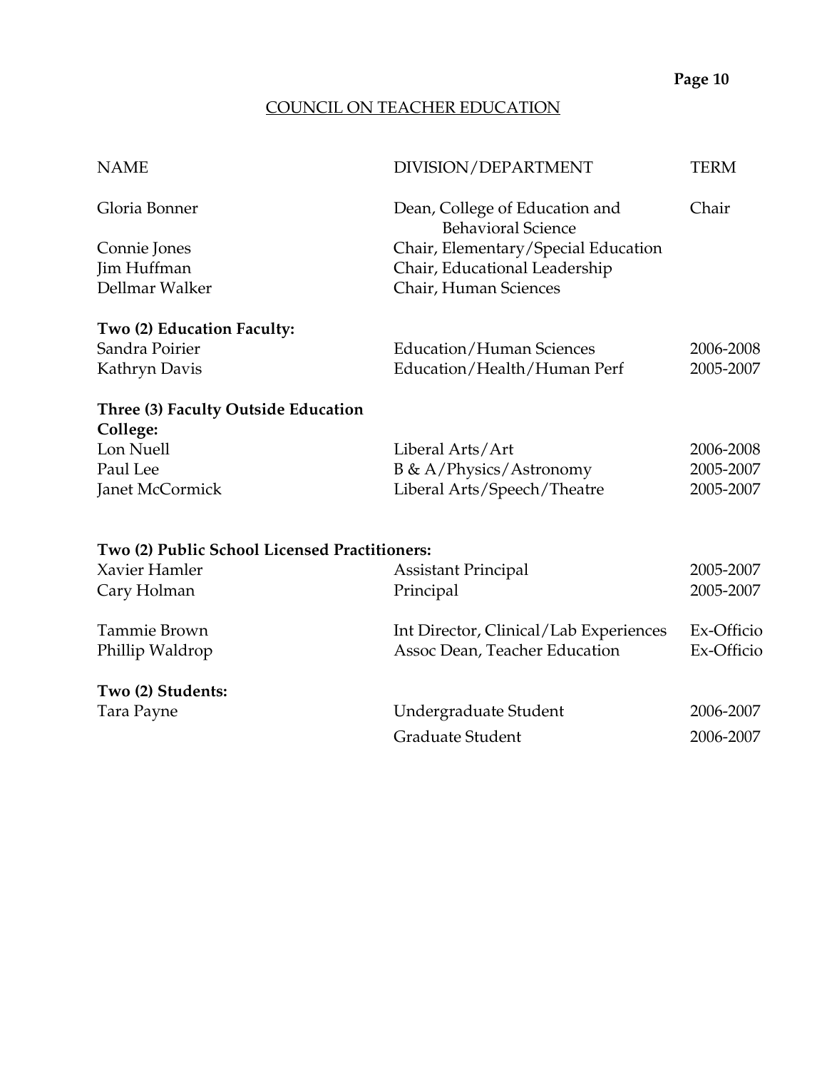## COUNCIL ON TEACHER EDUCATION

| NAME | DIVISION/DEPARTMENT | TERM |
|---|---|---|
| Gloria Bonner | Dean, College of Education and Behavioral Science | Chair |
| Connie Jones | Chair, Elementary/Special Education | |
| Jim Huffman | Chair, Educational Leadership | |
| Dellmar Walker | Chair, Human Sciences | |
| **Two (2) Education Faculty:** | | |
| Sandra Poirier | Education/Human Sciences | 2006-2008 |
| Kathryn Davis | Education/Health/Human Perf | 2005-2007 |
| **Three (3) Faculty Outside Education College:** | | |
| Lon Nuell | Liberal Arts/Art | 2006-2008 |
| Paul Lee | B & A/Physics/Astronomy | 2005-2007 |
| Janet McCormick | Liberal Arts/Speech/Theatre | 2005-2007 |
| **Two (2) Public School Licensed Practitioners:** | | |
| Xavier Hamler | Assistant Principal | 2005-2007 |
| Cary Holman | Principal | 2005-2007 |
| Tammie Brown | Int Director, Clinical/Lab Experiences | Ex-Officio |
| Phillip Waldrop | Assoc Dean, Teacher Education | Ex-Officio |
| **Two (2) Students:** | | |
| Tara Payne | Undergraduate Student | 2006-2007 |
| | Graduate Student | 2006-2007 |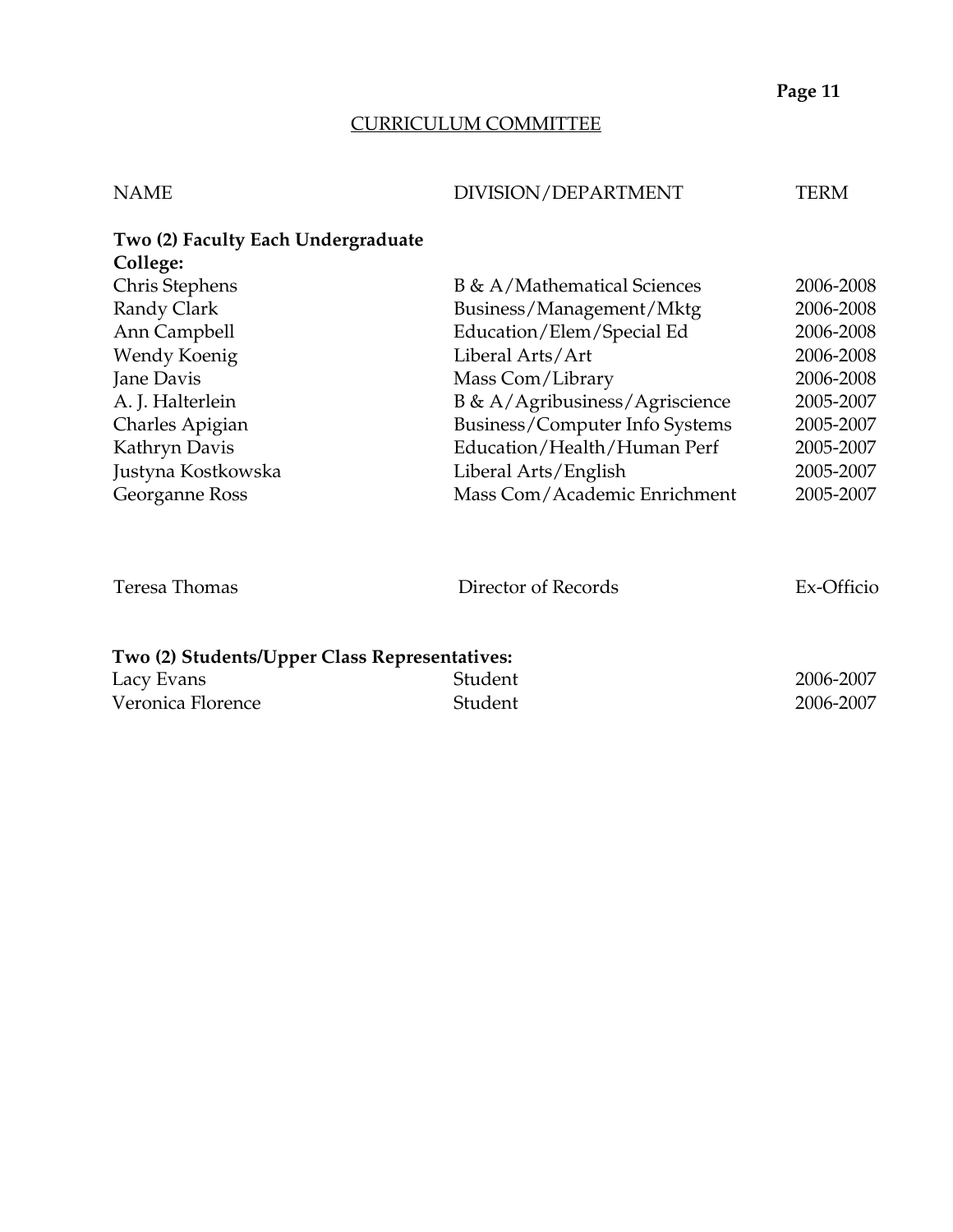## CURRICULUM COMMITTEE

| NAME | DIVISION/DEPARTMENT | TERM |
|---|---|---|
| **Two (2) Faculty Each Undergraduate College:** | | |
| Chris Stephens | B & A/Mathematical Sciences | 2006-2008 |
| Randy Clark | Business/Management/Mktg | 2006-2008 |
| Ann Campbell | Education/Elem/Special Ed | 2006-2008 |
| Wendy Koenig | Liberal Arts/Art | 2006-2008 |
| Jane Davis | Mass Com/Library | 2006-2008 |
| A. J. Halterlein | B & A/Agribusiness/Agriscience | 2005-2007 |
| Charles Apigian | Business/Computer Info Systems | 2005-2007 |
| Kathryn Davis | Education/Health/Human Perf | 2005-2007 |
| Justyna Kostkowska | Liberal Arts/English | 2005-2007 |
| Georganne Ross | Mass Com/Academic Enrichment | 2005-2007 |
| | | |
| Teresa Thomas | Director of Records | Ex-Officio |
| | | |
| **Two (2) Students/Upper Class Representatives:** | | |
| Lacy Evans | Student | 2006-2007 |
| Veronica Florence | Student | 2006-2007 |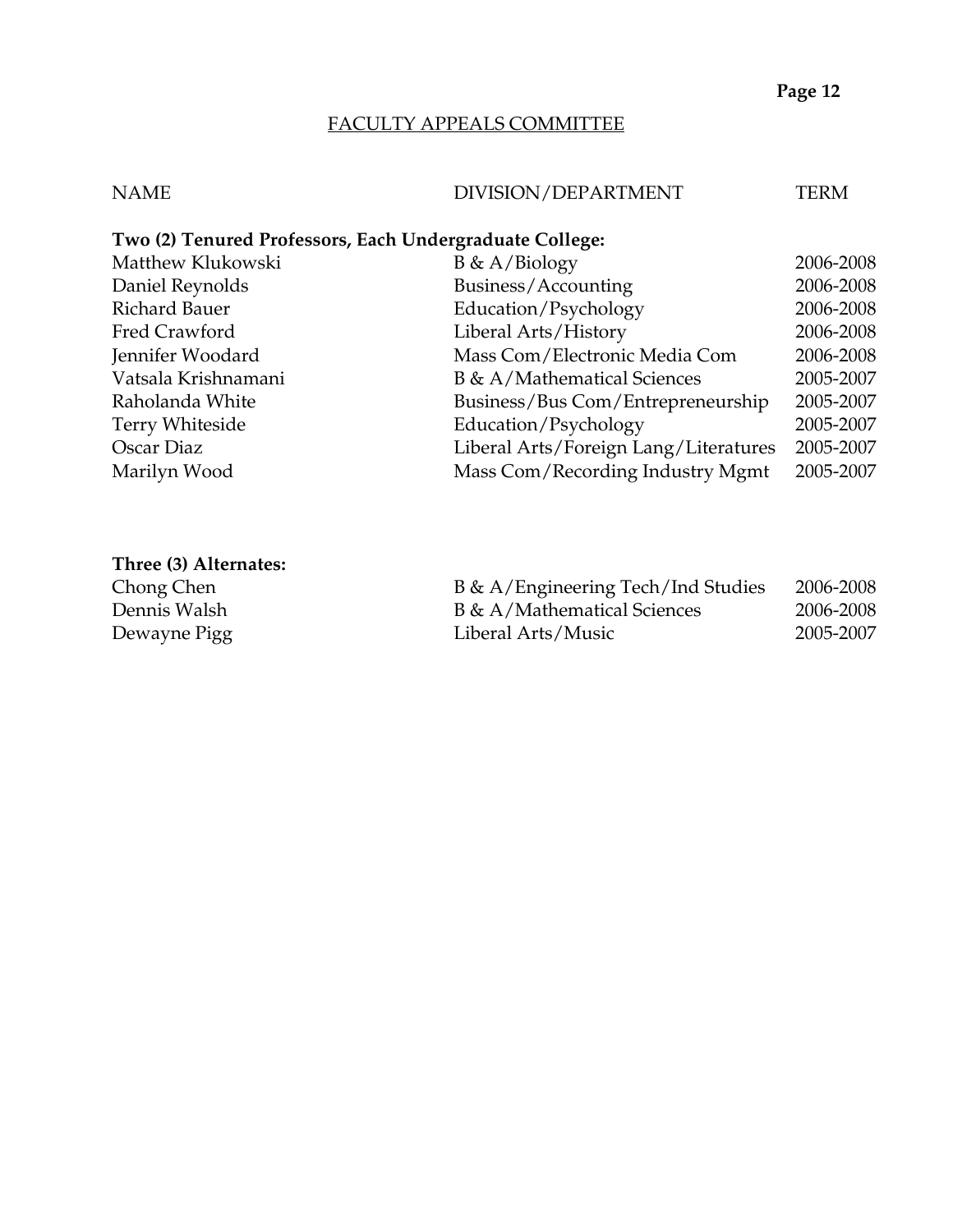## FACULTY APPEALS COMMITTEE

| NAME | DIVISION/DEPARTMENT | TERM |
|---|---|---|
| **Two (2) Tenured Professors, Each Undergraduate College:** | | |
| Matthew Klukowski | B & A/Biology | 2006-2008 |
| Daniel Reynolds | Business/Accounting | 2006-2008 |
| Richard Bauer | Education/Psychology | 2006-2008 |
| Fred Crawford | Liberal Arts/History | 2006-2008 |
| Jennifer Woodard | Mass Com/Electronic Media Com | 2006-2008 |
| Vatsala Krishnamani | B & A/Mathematical Sciences | 2005-2007 |
| Raholanda White | Business/Bus Com/Entrepreneurship | 2005-2007 |
| Terry Whiteside | Education/Psychology | 2005-2007 |
| Oscar Diaz | Liberal Arts/Foreign Lang/Literatures | 2005-2007 |
| Marilyn Wood | Mass Com/Recording Industry Mgmt | 2005-2007 |
| **Three (3) Alternates:** | | |
| Chong Chen | B & A/Engineering Tech/Ind Studies | 2006-2008 |
| Dennis Walsh | B & A/Mathematical Sciences | 2006-2008 |
| Dewayne Pigg | Liberal Arts/Music | 2005-2007 |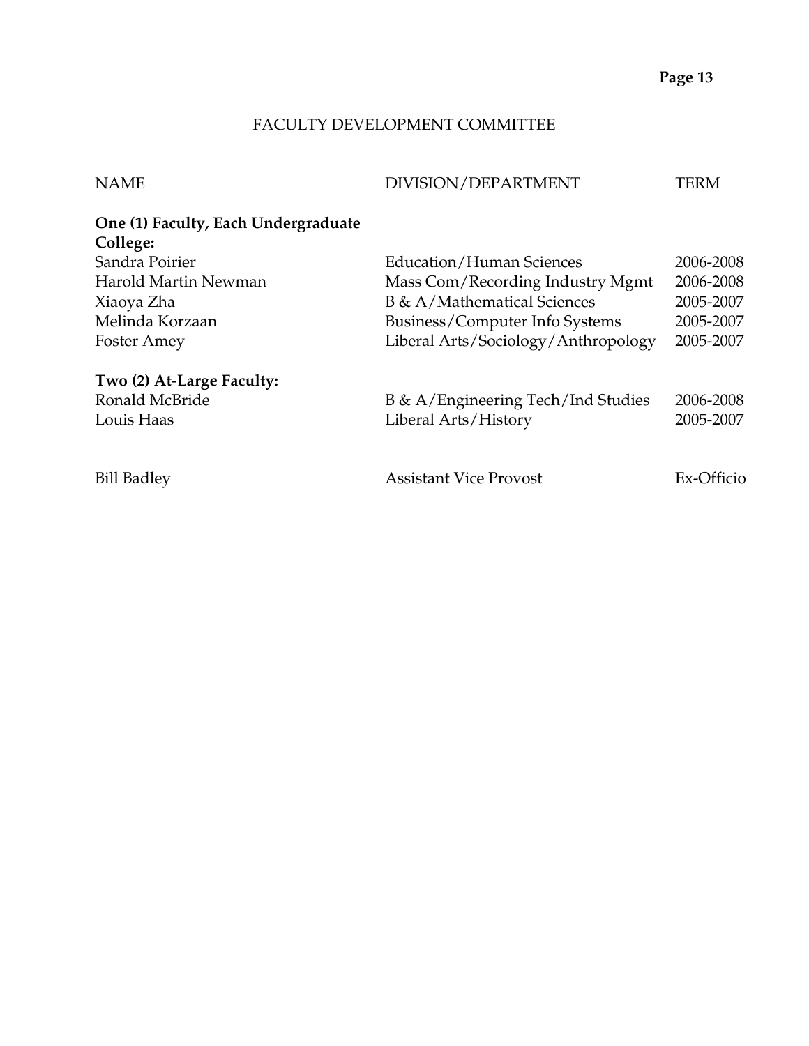## FACULTY DEVELOPMENT COMMITTEE

| NAME | DIVISION/DEPARTMENT | TERM |
|---|---|---|
| **One (1) Faculty, Each Undergraduate College:** | | |
| Sandra Poirier | Education/Human Sciences | 2006-2008 |
| Harold Martin Newman | Mass Com/Recording Industry Mgmt | 2006-2008 |
| Xiaoya Zha | B & A/Mathematical Sciences | 2005-2007 |
| Melinda Korzaan | Business/Computer Info Systems | 2005-2007 |
| Foster Amey | Liberal Arts/Sociology/Anthropology | 2005-2007 |
| **Two (2) At-Large Faculty:** | | |
| Ronald McBride | B & A/Engineering Tech/Ind Studies | 2006-2008 |
| Louis Haas | Liberal Arts/History | 2005-2007 |
| Bill Badley | Assistant Vice Provost | Ex-Officio |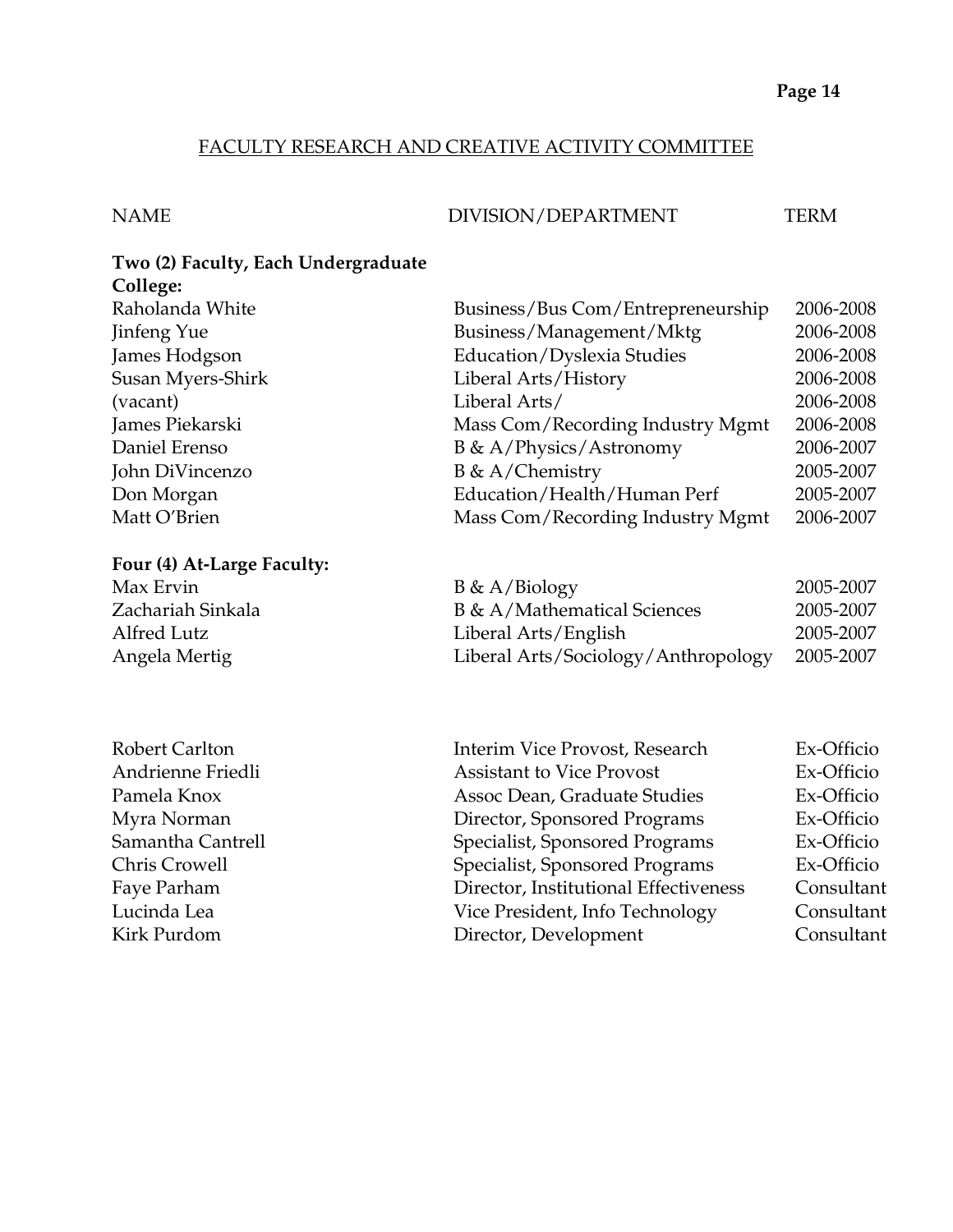## FACULTY RESEARCH AND CREATIVE ACTIVITY COMMITTEE

| NAME | DIVISION/DEPARTMENT | TERM |
|---|---|---|
| **Two (2) Faculty, Each Undergraduate College:** | | |
| Raholanda White | Business/Bus Com/Entrepreneurship | 2006-2008 |
| Jinfeng Yue | Business/Management/Mktg | 2006-2008 |
| James Hodgson | Education/Dyslexia Studies | 2006-2008 |
| Susan Myers-Shirk | Liberal Arts/History | 2006-2008 |
| (vacant) | Liberal Arts/ | 2006-2008 |
| James Piekarski | Mass Com/Recording Industry Mgmt | 2006-2008 |
| Daniel Erenso | B & A/Physics/Astronomy | 2006-2007 |
| John DiVincenzo | B & A/Chemistry | 2005-2007 |
| Don Morgan | Education/Health/Human Perf | 2005-2007 |
| Matt O'Brien | Mass Com/Recording Industry Mgmt | 2006-2007 |
| **Four (4) At-Large Faculty:** | | |
| Max Ervin | B & A/Biology | 2005-2007 |
| Zachariah Sinkala | B & A/Mathematical Sciences | 2005-2007 |
| Alfred Lutz | Liberal Arts/English | 2005-2007 |
| Angela Mertig | Liberal Arts/Sociology/Anthropology | 2005-2007 |
| | | |
| Robert Carlton | Interim Vice Provost, Research | Ex-Officio |
| Andrienne Friedli | Assistant to Vice Provost | Ex-Officio |
| Pamela Knox | Assoc Dean, Graduate Studies | Ex-Officio |
| Myra Norman | Director, Sponsored Programs | Ex-Officio |
| Samantha Cantrell | Specialist, Sponsored Programs | Ex-Officio |
| Chris Crowell | Specialist, Sponsored Programs | Ex-Officio |
| Faye Parham | Director, Institutional Effectiveness | Consultant |
| Lucinda Lea | Vice President, Info Technology | Consultant |
| Kirk Purdom | Director, Development | Consultant |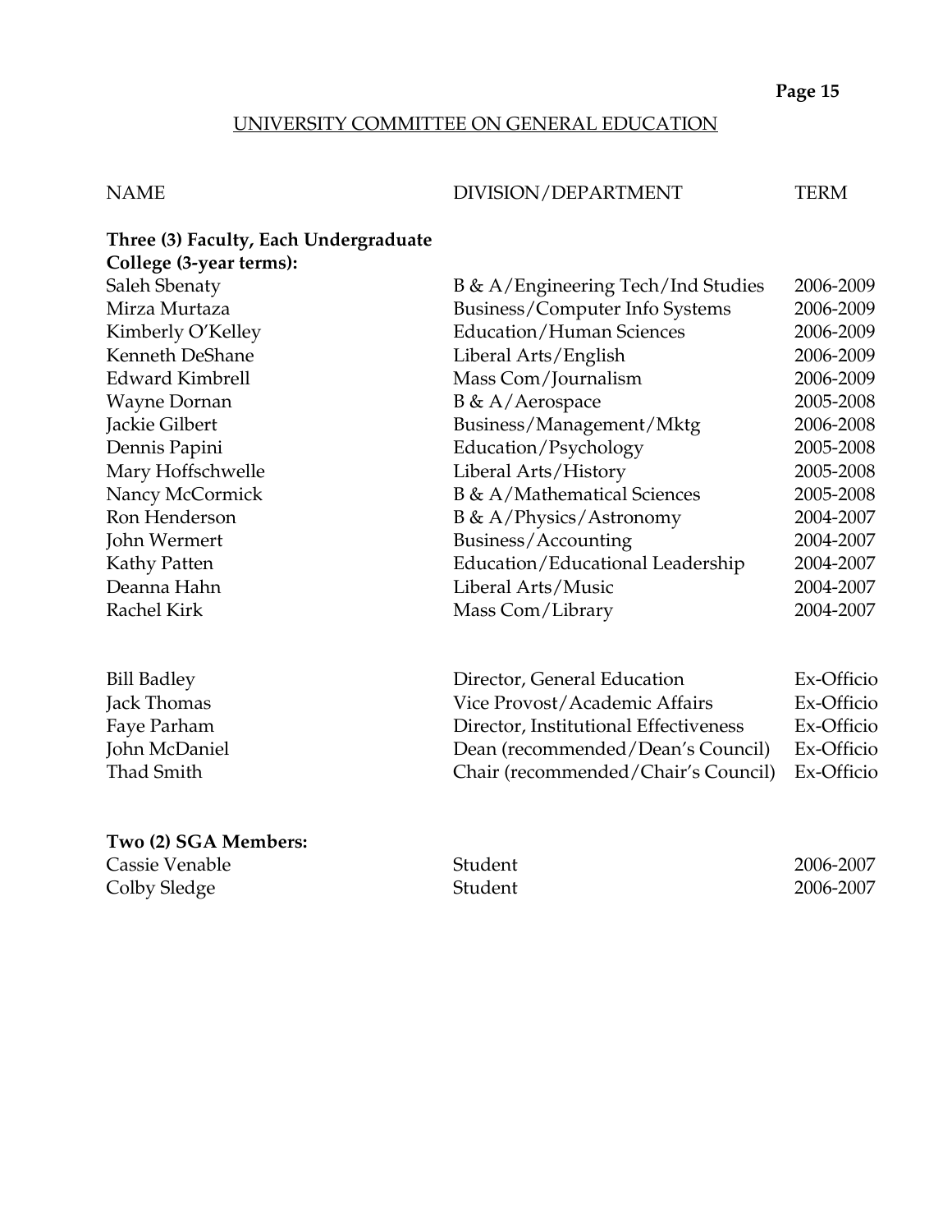## UNIVERSITY COMMITTEE ON GENERAL EDUCATION

| NAME | DIVISION/DEPARTMENT | TERM |
|---|---|---|
| **Three (3) Faculty, Each Undergraduate College (3-year terms):** | | |
| Saleh Sbenaty | B & A/Engineering Tech/Ind Studies | 2006-2009 |
| Mirza Murtaza | Business/Computer Info Systems | 2006-2009 |
| Kimberly O'Kelley | Education/Human Sciences | 2006-2009 |
| Kenneth DeShane | Liberal Arts/English | 2006-2009 |
| Edward Kimbrell | Mass Com/Journalism | 2006-2009 |
| Wayne Dornan | B & A/Aerospace | 2005-2008 |
| Jackie Gilbert | Business/Management/Mktg | 2006-2008 |
| Dennis Papini | Education/Psychology | 2005-2008 |
| Mary Hoffschwelle | Liberal Arts/History | 2005-2008 |
| Nancy McCormick | B & A/Mathematical Sciences | 2005-2008 |
| Ron Henderson | B & A/Physics/Astronomy | 2004-2007 |
| John Wermert | Business/Accounting | 2004-2007 |
| Kathy Patten | Education/Educational Leadership | 2004-2007 |
| Deanna Hahn | Liberal Arts/Music | 2004-2007 |
| Rachel Kirk | Mass Com/Library | 2004-2007 |
| | | |
| Bill Badley | Director, General Education | Ex-Officio |
| Jack Thomas | Vice Provost/Academic Affairs | Ex-Officio |
| Faye Parham | Director, Institutional Effectiveness | Ex-Officio |
| John McDaniel | Dean (recommended/Dean's Council) | Ex-Officio |
| Thad Smith | Chair (recommended/Chair's Council) | Ex-Officio |
| | | |
| **Two (2) SGA Members:** | | |
| Cassie Venable | Student | 2006-2007 |
| Colby Sledge | Student | 2006-2007 |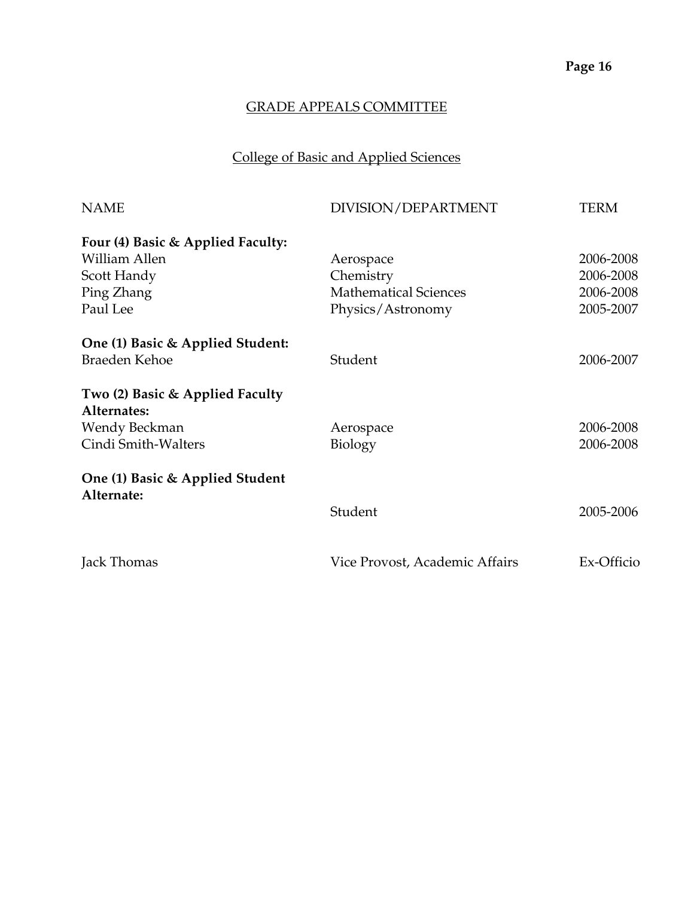## GRADE APPEALS COMMITTEE

### College of Basic and Applied Sciences

| NAME | DIVISION/DEPARTMENT | TERM |
|---|---|---|
| **Four (4) Basic & Applied Faculty:** | | |
| William Allen | Aerospace | 2006-2008 |
| Scott Handy | Chemistry | 2006-2008 |
| Ping Zhang | Mathematical Sciences | 2006-2008 |
| Paul Lee | Physics/Astronomy | 2005-2007 |
| **One (1) Basic & Applied Student:** | | |
| Braeden Kehoe | Student | 2006-2007 |
| **Two (2) Basic & Applied Faculty Alternates:** | | |
| Wendy Beckman | Aerospace | 2006-2008 |
| Cindi Smith-Walters | Biology | 2006-2008 |
| **One (1) Basic & Applied Student Alternate:** | | |
| | Student | 2005-2006 |
| Jack Thomas | Vice Provost, Academic Affairs | Ex-Officio |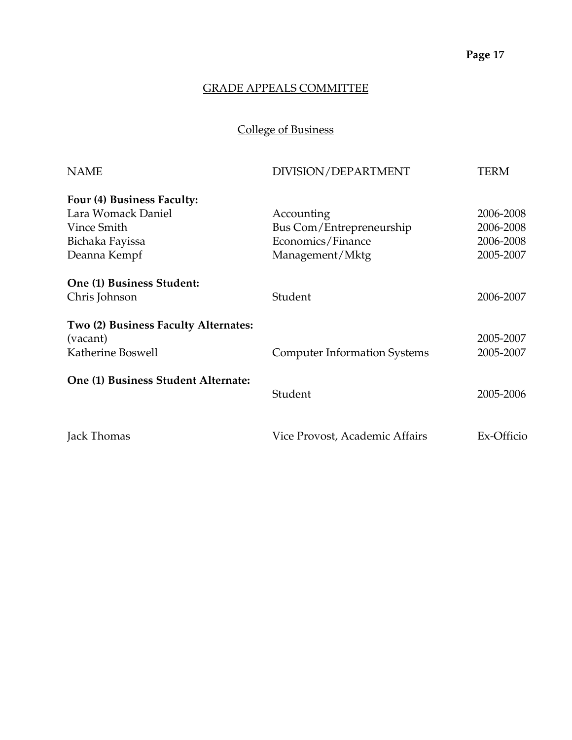## GRADE APPEALS COMMITTEE

### College of Business

| NAME | DIVISION/DEPARTMENT | TERM |
|---|---|---|
| **Four (4) Business Faculty:** | | |
| Lara Womack Daniel | Accounting | 2006-2008 |
| Vince Smith | Bus Com/Entrepreneurship | 2006-2008 |
| Bichaka Fayissa | Economics/Finance | 2006-2008 |
| Deanna Kempf | Management/Mktg | 2005-2007 |
| **One (1) Business Student:** | | |
| Chris Johnson | Student | 2006-2007 |
| **Two (2) Business Faculty Alternates:** | | |
| (vacant) | | 2005-2007 |
| Katherine Boswell | Computer Information Systems | 2005-2007 |
| **One (1) Business Student Alternate:** | | |
| | Student | 2005-2006 |
| Jack Thomas | Vice Provost, Academic Affairs | Ex-Officio |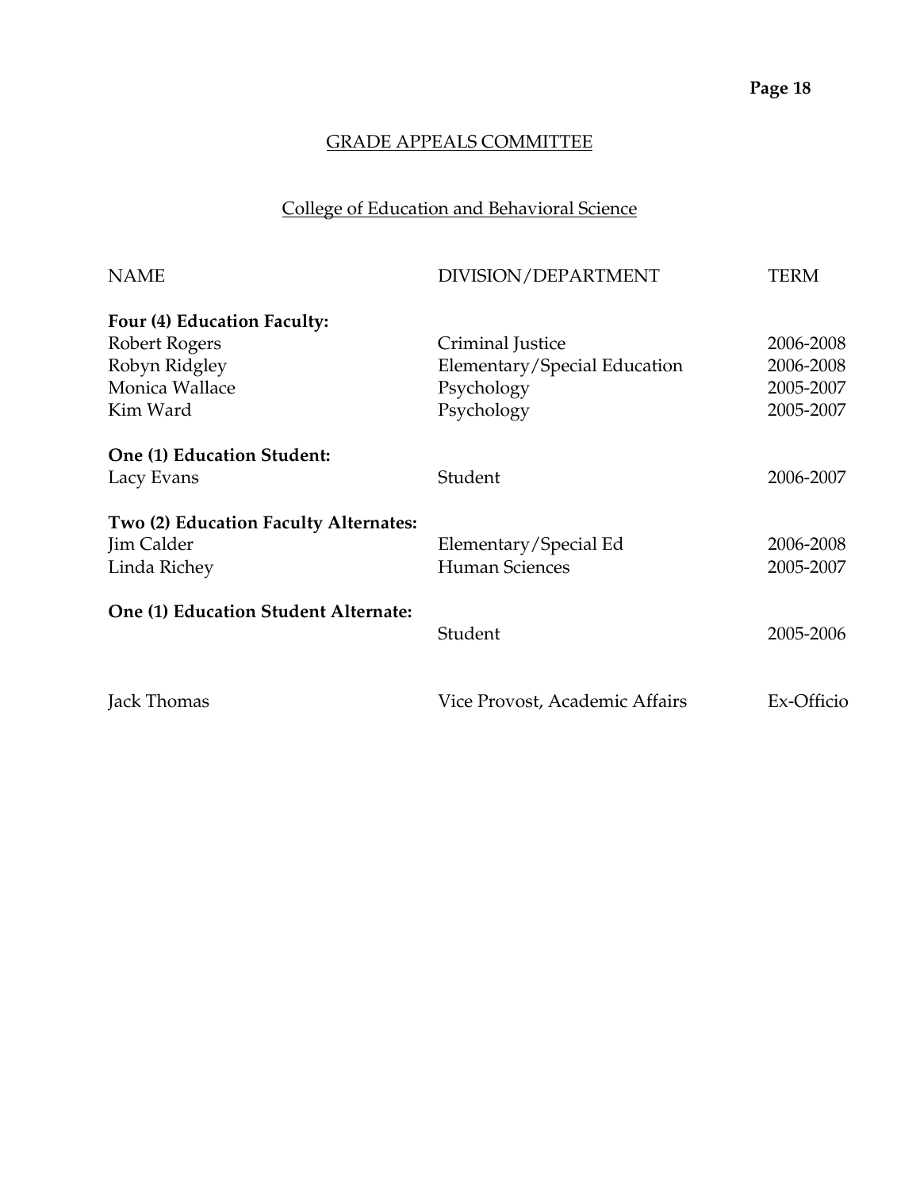## GRADE APPEALS COMMITTEE

### College of Education and Behavioral Science

| NAME | DIVISION/DEPARTMENT | TERM |
|---|---|---|
| **Four (4) Education Faculty:** | | |
| Robert Rogers | Criminal Justice | 2006-2008 |
| Robyn Ridgley | Elementary/Special Education | 2006-2008 |
| Monica Wallace | Psychology | 2005-2007 |
| Kim Ward | Psychology | 2005-2007 |
| **One (1) Education Student:** | | |
| Lacy Evans | Student | 2006-2007 |
| **Two (2) Education Faculty Alternates:** | | |
| Jim Calder | Elementary/Special Ed | 2006-2008 |
| Linda Richey | Human Sciences | 2005-2007 |
| **One (1) Education Student Alternate:** | | |
| | Student | 2005-2006 |
| Jack Thomas | Vice Provost, Academic Affairs | Ex-Officio |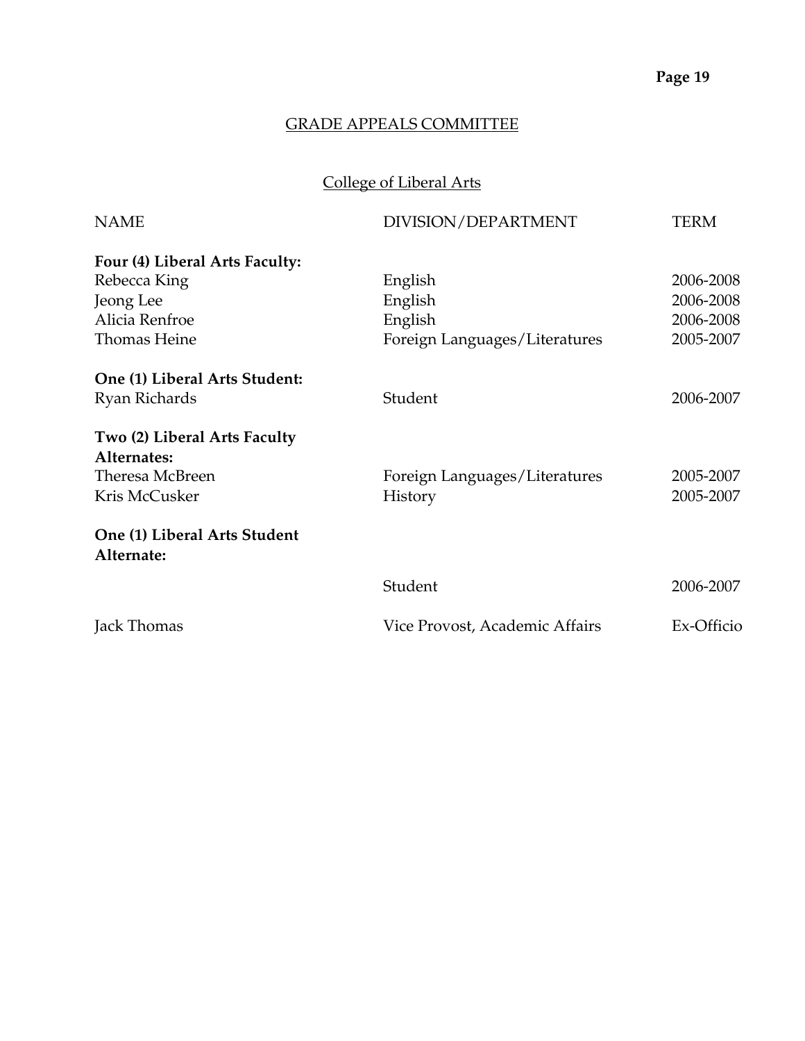## GRADE APPEALS COMMITTEE

### College of Liberal Arts

| NAME | DIVISION/DEPARTMENT | TERM |
|---|---|---|
| **Four (4) Liberal Arts Faculty:** | | |
| Rebecca King | English | 2006-2008 |
| Jeong Lee | English | 2006-2008 |
| Alicia Renfroe | English | 2006-2008 |
| Thomas Heine | Foreign Languages/Literatures | 2005-2007 |
| **One (1) Liberal Arts Student:** | | |
| Ryan Richards | Student | 2006-2007 |
| **Two (2) Liberal Arts Faculty Alternates:** | | |
| Theresa McBreen | Foreign Languages/Literatures | 2005-2007 |
| Kris McCusker | History | 2005-2007 |
| **One (1) Liberal Arts Student Alternate:** | | |
| | Student | 2006-2007 |
| Jack Thomas | Vice Provost, Academic Affairs | Ex-Officio |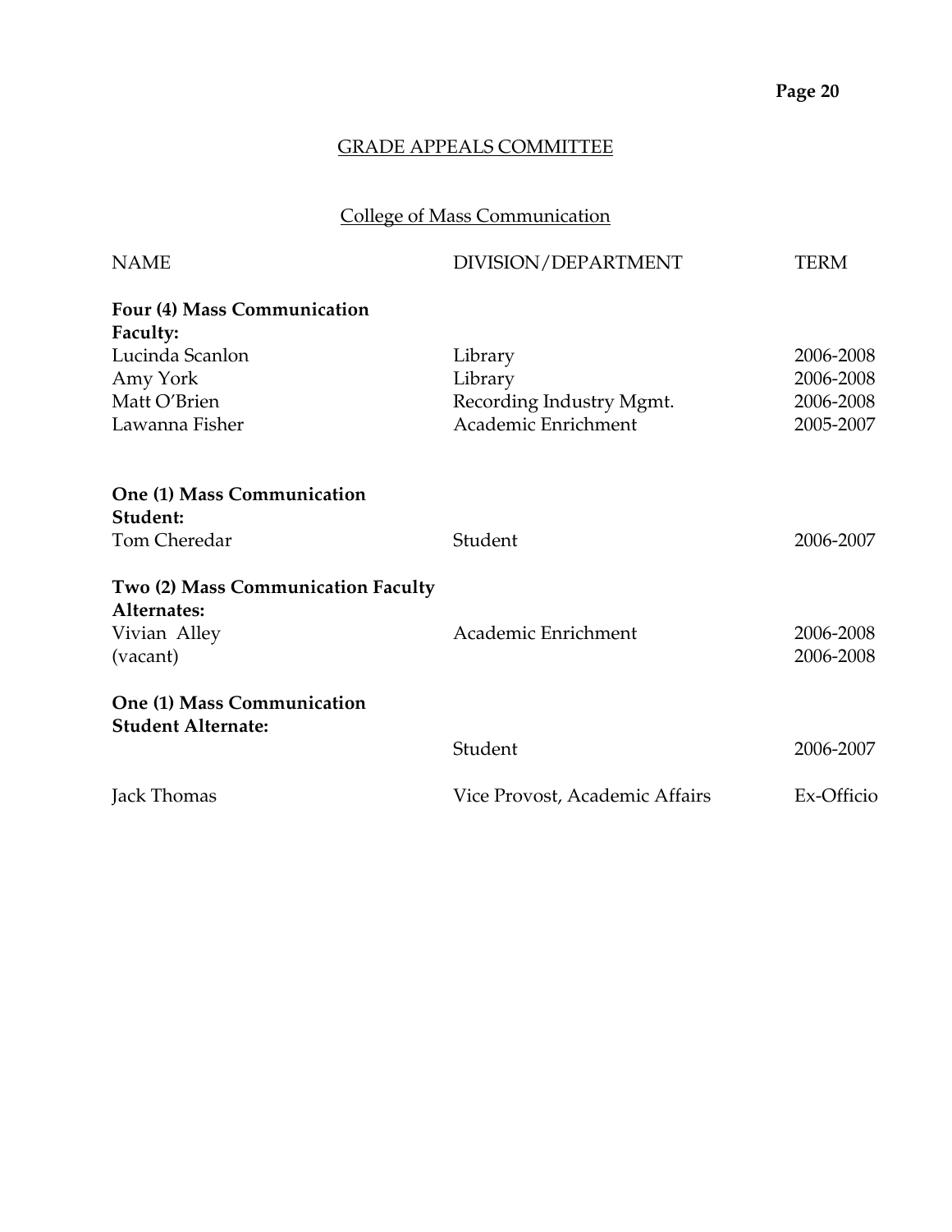## GRADE APPEALS COMMITTEE

### College of Mass Communication

| NAME | DIVISION/DEPARTMENT | TERM |
|---|---|---|
| **Four (4) Mass Communication Faculty:** | | |
| Lucinda Scanlon | Library | 2006-2008 |
| Amy York | Library | 2006-2008 |
| Matt O'Brien | Recording Industry Mgmt. | 2006-2008 |
| Lawanna Fisher | Academic Enrichment | 2005-2007 |
| **One (1) Mass Communication Student:** | | |
| Tom Cheredar | Student | 2006-2007 |
| **Two (2) Mass Communication Faculty Alternates:** | | |
| Vivian Alley | Academic Enrichment | 2006-2008 |
| (vacant) | | 2006-2008 |
| **One (1) Mass Communication Student Alternate:** | | |
| | Student | 2006-2007 |
| Jack Thomas | Vice Provost, Academic Affairs | Ex-Officio |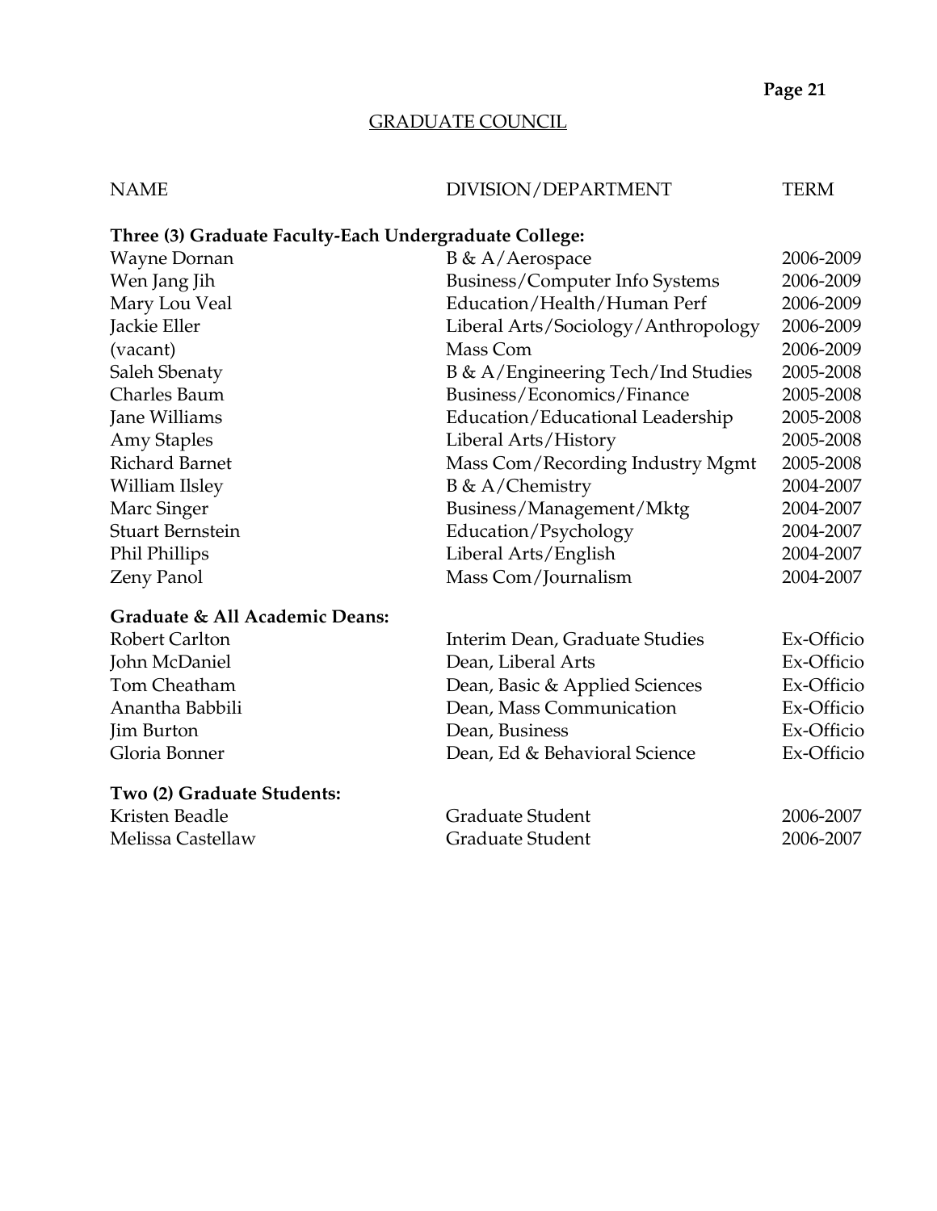## GRADUATE COUNCIL

| NAME | DIVISION/DEPARTMENT | TERM |
|---|---|---|
| **Three (3) Graduate Faculty-Each Undergraduate College:** | | |
| Wayne Dornan | B & A/Aerospace | 2006-2009 |
| Wen Jang Jih | Business/Computer Info Systems | 2006-2009 |
| Mary Lou Veal | Education/Health/Human Perf | 2006-2009 |
| Jackie Eller | Liberal Arts/Sociology/Anthropology | 2006-2009 |
| (vacant) | Mass Com | 2006-2009 |
| Saleh Sbenaty | B & A/Engineering Tech/Ind Studies | 2005-2008 |
| Charles Baum | Business/Economics/Finance | 2005-2008 |
| Jane Williams | Education/Educational Leadership | 2005-2008 |
| Amy Staples | Liberal Arts/History | 2005-2008 |
| Richard Barnet | Mass Com/Recording Industry Mgmt | 2005-2008 |
| William Ilsley | B & A/Chemistry | 2004-2007 |
| Marc Singer | Business/Management/Mktg | 2004-2007 |
| Stuart Bernstein | Education/Psychology | 2004-2007 |
| Phil Phillips | Liberal Arts/English | 2004-2007 |
| Zeny Panol | Mass Com/Journalism | 2004-2007 |
| **Graduate & All Academic Deans:** | | |
| Robert Carlton | Interim Dean, Graduate Studies | Ex-Officio |
| John McDaniel | Dean, Liberal Arts | Ex-Officio |
| Tom Cheatham | Dean, Basic & Applied Sciences | Ex-Officio |
| Anantha Babbili | Dean, Mass Communication | Ex-Officio |
| Jim Burton | Dean, Business | Ex-Officio |
| Gloria Bonner | Dean, Ed & Behavioral Science | Ex-Officio |
| **Two (2) Graduate Students:** | | |
| Kristen Beadle | Graduate Student | 2006-2007 |
| Melissa Castellaw | Graduate Student | 2006-2007 |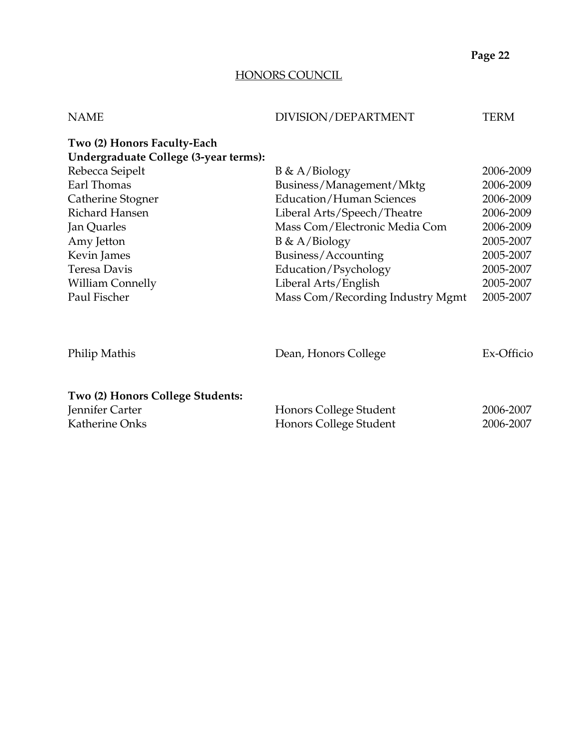## HONORS COUNCIL

| NAME | DIVISION/DEPARTMENT | TERM |
|---|---|---|
| **Two (2) Honors Faculty-Each Undergraduate College (3-year terms):** | | |
| Rebecca Seipelt | B & A/Biology | 2006-2009 |
| Earl Thomas | Business/Management/Mktg | 2006-2009 |
| Catherine Stogner | Education/Human Sciences | 2006-2009 |
| Richard Hansen | Liberal Arts/Speech/Theatre | 2006-2009 |
| Jan Quarles | Mass Com/Electronic Media Com | 2006-2009 |
| Amy Jetton | B & A/Biology | 2005-2007 |
| Kevin James | Business/Accounting | 2005-2007 |
| Teresa Davis | Education/Psychology | 2005-2007 |
| William Connelly | Liberal Arts/English | 2005-2007 |
| Paul Fischer | Mass Com/Recording Industry Mgmt | 2005-2007 |
| Philip Mathis | Dean, Honors College | Ex-Officio |
| **Two (2) Honors College Students:** | | |
| Jennifer Carter | Honors College Student | 2006-2007 |
| Katherine Onks | Honors College Student | 2006-2007 |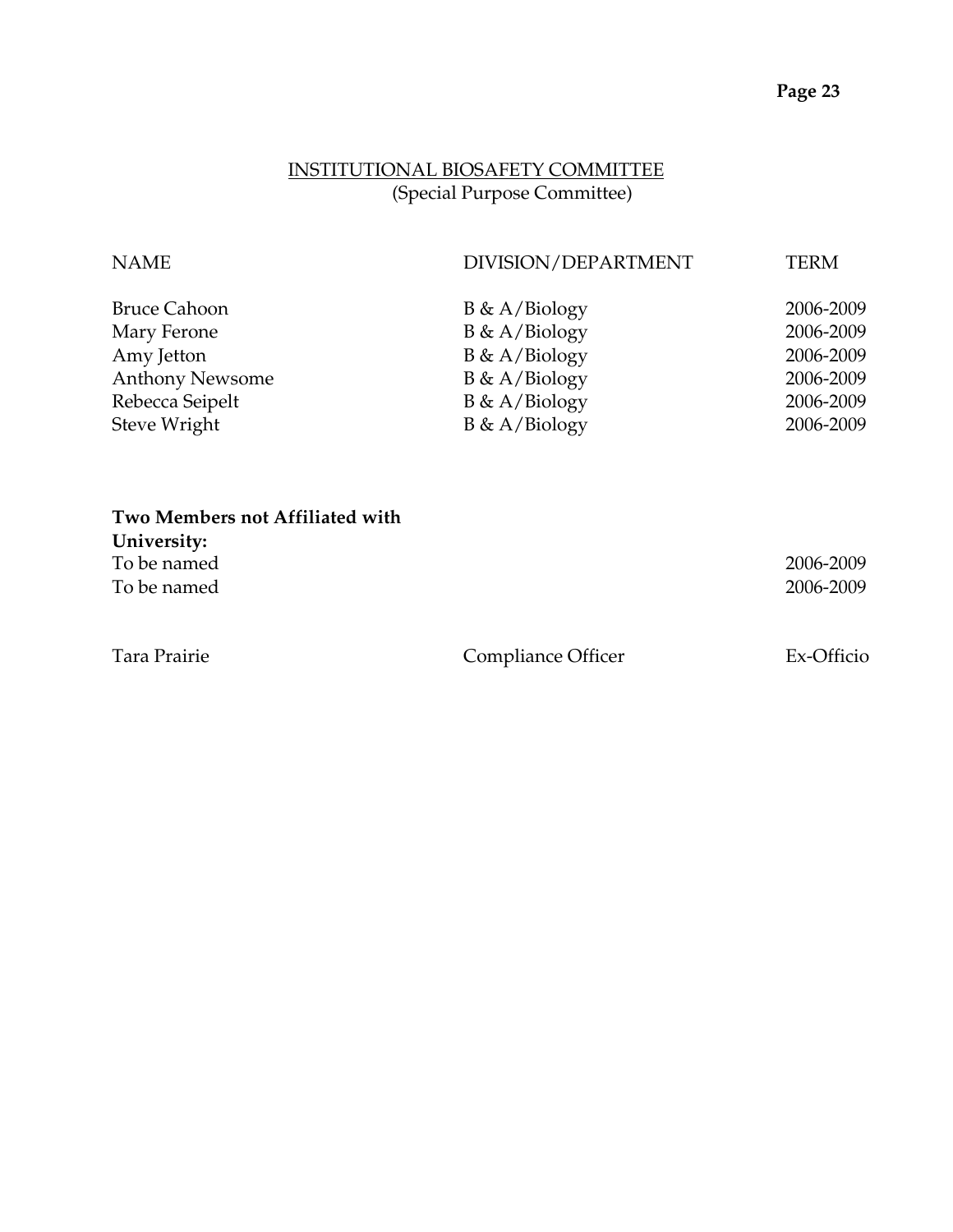## INSTITUTIONAL BIOSAFETY COMMITTEE
(Special Purpose Committee)

| NAME | DIVISION/DEPARTMENT | TERM |
|---|---|---|
| Bruce Cahoon | B & A/Biology | 2006-2009 |
| Mary Ferone | B & A/Biology | 2006-2009 |
| Amy Jetton | B & A/Biology | 2006-2009 |
| Anthony Newsome | B & A/Biology | 2006-2009 |
| Rebecca Seipelt | B & A/Biology | 2006-2009 |
| Steve Wright | B & A/Biology | 2006-2009 |
| **Two Members not Affiliated with University:** | | |
| To be named | | 2006-2009 |
| To be named | | 2006-2009 |
| Tara Prairie | Compliance Officer | Ex-Officio |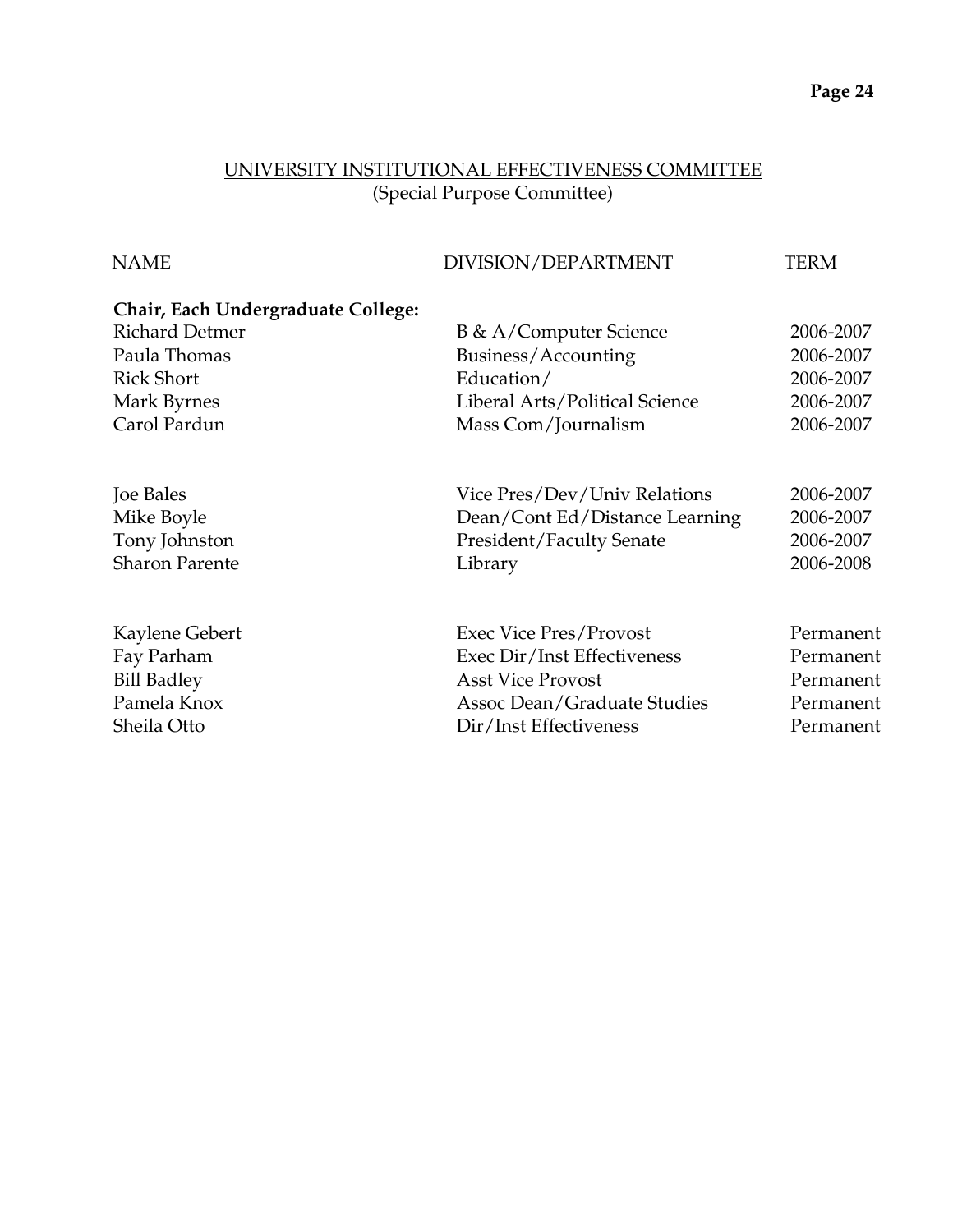## UNIVERSITY INSTITUTIONAL EFFECTIVENESS COMMITTEE

(Special Purpose Committee)

| NAME | DIVISION/DEPARTMENT | TERM |
| --- | --- | --- |
| **Chair, Each Undergraduate College:** | | |
| Richard Detmer | B & A/Computer Science | 2006-2007 |
| Paula Thomas | Business/Accounting | 2006-2007 |
| Rick Short | Education/ | 2006-2007 |
| Mark Byrnes | Liberal Arts/Political Science | 2006-2007 |
| Carol Pardun | Mass Com/Journalism | 2006-2007 |
| | | |
| Joe Bales | Vice Pres/Dev/Univ Relations | 2006-2007 |
| Mike Boyle | Dean/Cont Ed/Distance Learning | 2006-2007 |
| Tony Johnston | President/Faculty Senate | 2006-2007 |
| Sharon Parente | Library | 2006-2008 |
| | | |
| Kaylene Gebert | Exec Vice Pres/Provost | Permanent |
| Fay Parham | Exec Dir/Inst Effectiveness | Permanent |
| Bill Badley | Asst Vice Provost | Permanent |
| Pamela Knox | Assoc Dean/Graduate Studies | Permanent |
| Sheila Otto | Dir/Inst Effectiveness | Permanent |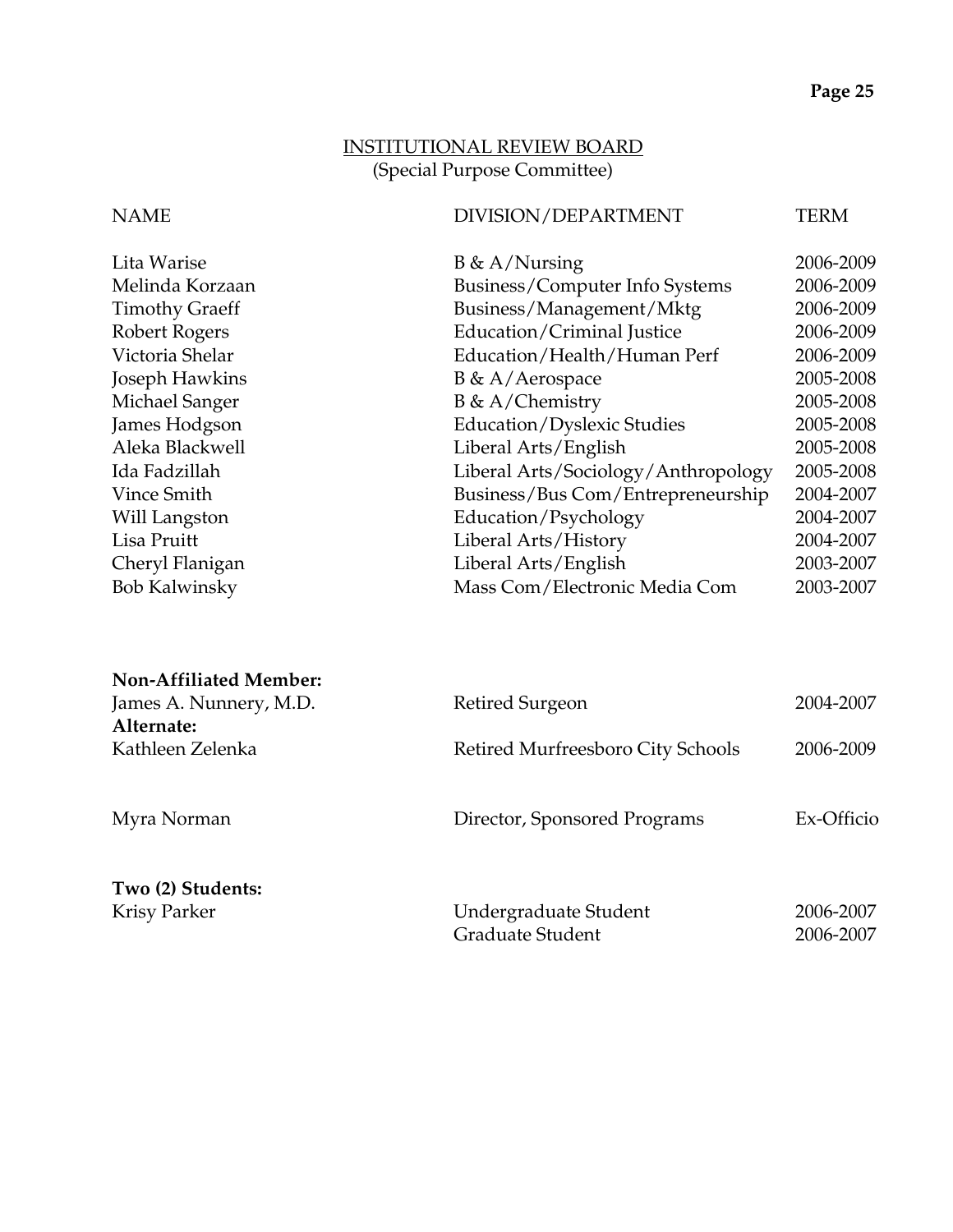## INSTITUTIONAL REVIEW BOARD
(Special Purpose Committee)

| NAME | DIVISION/DEPARTMENT | TERM |
|---|---|---|
| Lita Warise | B & A/Nursing | 2006-2009 |
| Melinda Korzaan | Business/Computer Info Systems | 2006-2009 |
| Timothy Graeff | Business/Management/Mktg | 2006-2009 |
| Robert Rogers | Education/Criminal Justice | 2006-2009 |
| Victoria Shelar | Education/Health/Human Perf | 2006-2009 |
| Joseph Hawkins | B & A/Aerospace | 2005-2008 |
| Michael Sanger | B & A/Chemistry | 2005-2008 |
| James Hodgson | Education/Dyslexic Studies | 2005-2008 |
| Aleka Blackwell | Liberal Arts/English | 2005-2008 |
| Ida Fadzillah | Liberal Arts/Sociology/Anthropology | 2005-2008 |
| Vince Smith | Business/Bus Com/Entrepreneurship | 2004-2007 |
| Will Langston | Education/Psychology | 2004-2007 |
| Lisa Pruitt | Liberal Arts/History | 2004-2007 |
| Cheryl Flanigan | Liberal Arts/English | 2003-2007 |
| Bob Kalwinsky | Mass Com/Electronic Media Com | 2003-2007 |
| **Non-Affiliated Member:** | | |
| James A. Nunnery, M.D. | Retired Surgeon | 2004-2007 |
| **Alternate:** | | |
| Kathleen Zelenka | Retired Murfreesboro City Schools | 2006-2009 |
| Myra Norman | Director, Sponsored Programs | Ex-Officio |
| **Two (2) Students:** | | |
| Krisy Parker | Undergraduate Student | 2006-2007 |
| | Graduate Student | 2006-2007 |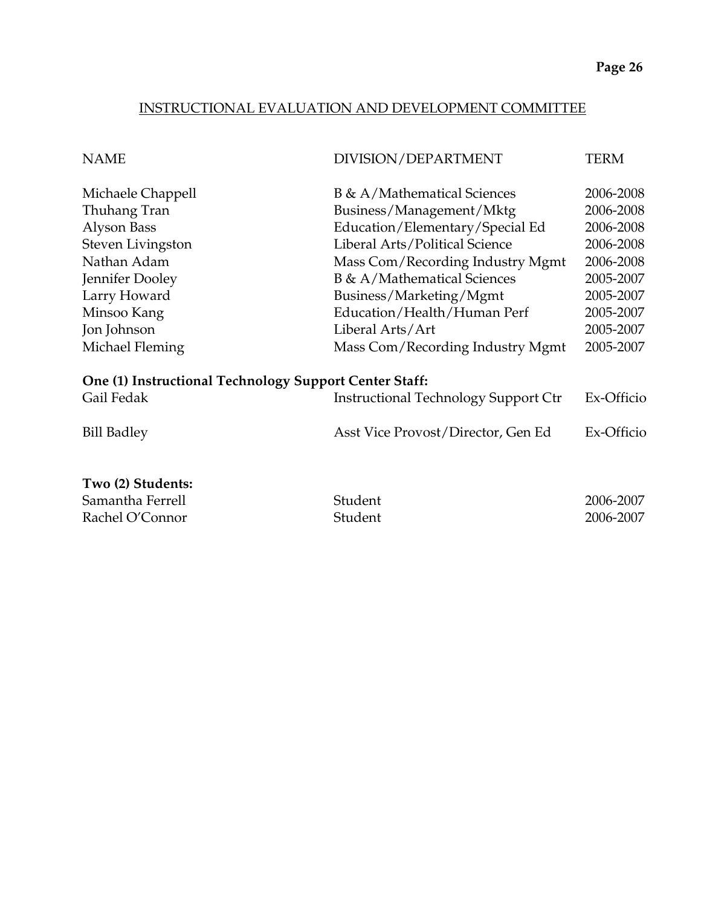## INSTRUCTIONAL EVALUATION AND DEVELOPMENT COMMITTEE

| NAME | DIVISION/DEPARTMENT | TERM |
|---|---|---|
| Michaele Chappell | B & A/Mathematical Sciences | 2006-2008 |
| Thuhang Tran | Business/Management/Mktg | 2006-2008 |
| Alyson Bass | Education/Elementary/Special Ed | 2006-2008 |
| Steven Livingston | Liberal Arts/Political Science | 2006-2008 |
| Nathan Adam | Mass Com/Recording Industry Mgmt | 2006-2008 |
| Jennifer Dooley | B & A/Mathematical Sciences | 2005-2007 |
| Larry Howard | Business/Marketing/Mgmt | 2005-2007 |
| Minsoo Kang | Education/Health/Human Perf | 2005-2007 |
| Jon Johnson | Liberal Arts/Art | 2005-2007 |
| Michael Fleming | Mass Com/Recording Industry Mgmt | 2005-2007 |
| **One (1) Instructional Technology Support Center Staff:** | | |
| Gail Fedak | Instructional Technology Support Ctr | Ex-Officio |
| Bill Badley | Asst Vice Provost/Director, Gen Ed | Ex-Officio |
| **Two (2) Students:** | | |
| Samantha Ferrell | Student | 2006-2007 |
| Rachel O'Connor | Student | 2006-2007 |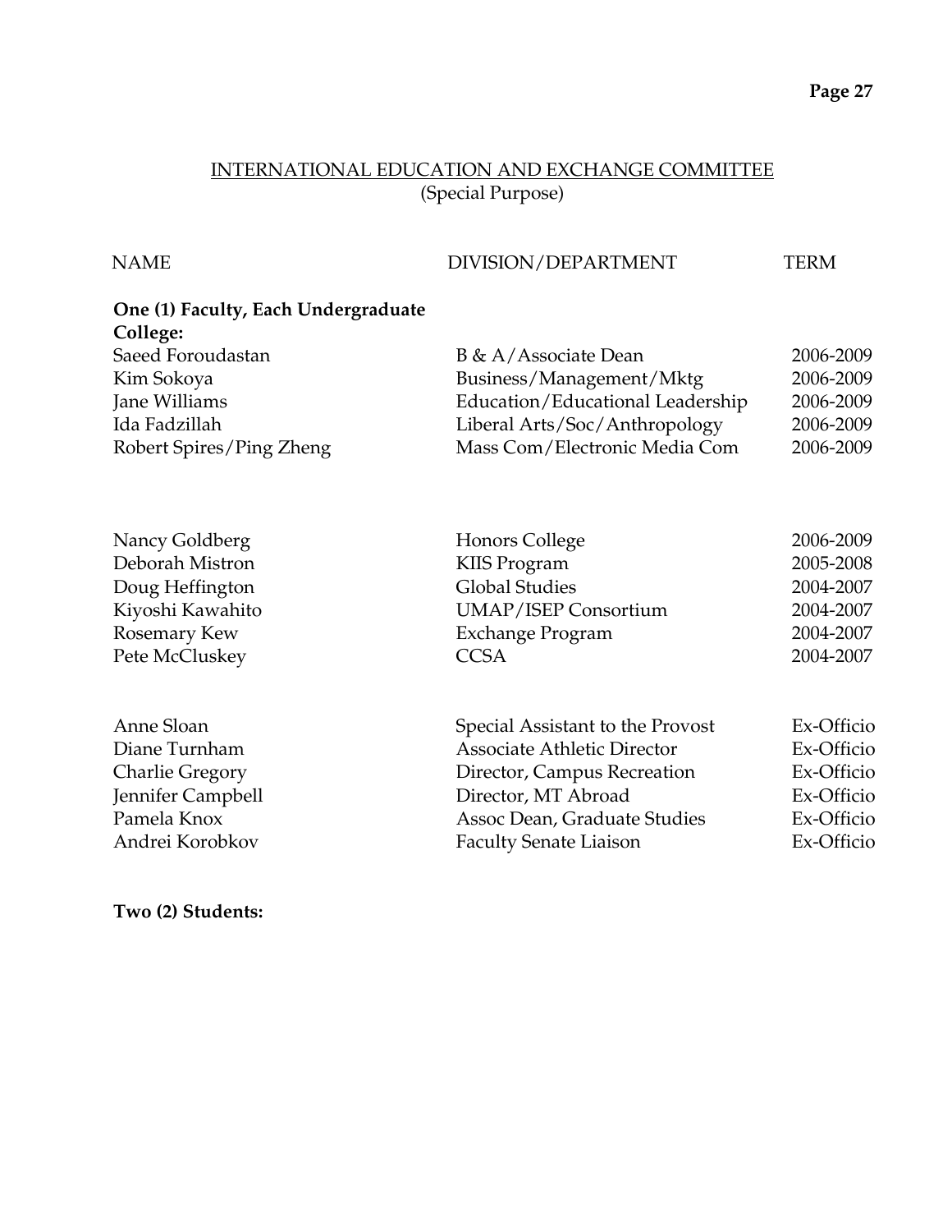## INTERNATIONAL EDUCATION AND EXCHANGE COMMITTEE
(Special Purpose)

| NAME | DIVISION/DEPARTMENT | TERM |
|---|---|---|
| **One (1) Faculty, Each Undergraduate College:** | | |
| Saeed Foroudastan | B & A/Associate Dean | 2006-2009 |
| Kim Sokoya | Business/Management/Mktg | 2006-2009 |
| Jane Williams | Education/Educational Leadership | 2006-2009 |
| Ida Fadzillah | Liberal Arts/Soc/Anthropology | 2006-2009 |
| Robert Spires/Ping Zheng | Mass Com/Electronic Media Com | 2006-2009 |
| | | |
| Nancy Goldberg | Honors College | 2006-2009 |
| Deborah Mistron | KIIS Program | 2005-2008 |
| Doug Heffington | Global Studies | 2004-2007 |
| Kiyoshi Kawahito | UMAP/ISEP Consortium | 2004-2007 |
| Rosemary Kew | Exchange Program | 2004-2007 |
| Pete McCluskey | CCSA | 2004-2007 |
| | | |
| Anne Sloan | Special Assistant to the Provost | Ex-Officio |
| Diane Turnham | Associate Athletic Director | Ex-Officio |
| Charlie Gregory | Director, Campus Recreation | Ex-Officio |
| Jennifer Campbell | Director, MT Abroad | Ex-Officio |
| Pamela Knox | Assoc Dean, Graduate Studies | Ex-Officio |
| Andrei Korobkov | Faculty Senate Liaison | Ex-Officio |

**Two (2) Students:**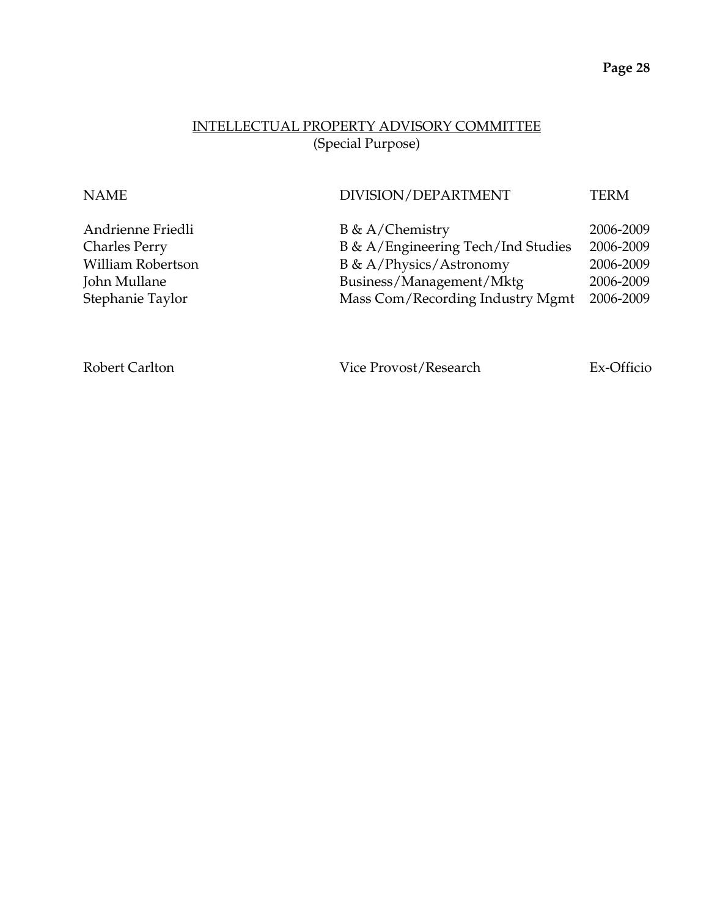## INTELLECTUAL PROPERTY ADVISORY COMMITTEE
(Special Purpose)

| NAME | DIVISION/DEPARTMENT | TERM |
|---|---|---|
| Andrienne Friedli | B & A/Chemistry | 2006-2009 |
| Charles Perry | B & A/Engineering Tech/Ind Studies | 2006-2009 |
| William Robertson | B & A/Physics/Astronomy | 2006-2009 |
| John Mullane | Business/Management/Mktg | 2006-2009 |
| Stephanie Taylor | Mass Com/Recording Industry Mgmt | 2006-2009 |
| | | |
| Robert Carlton | Vice Provost/Research | Ex-Officio |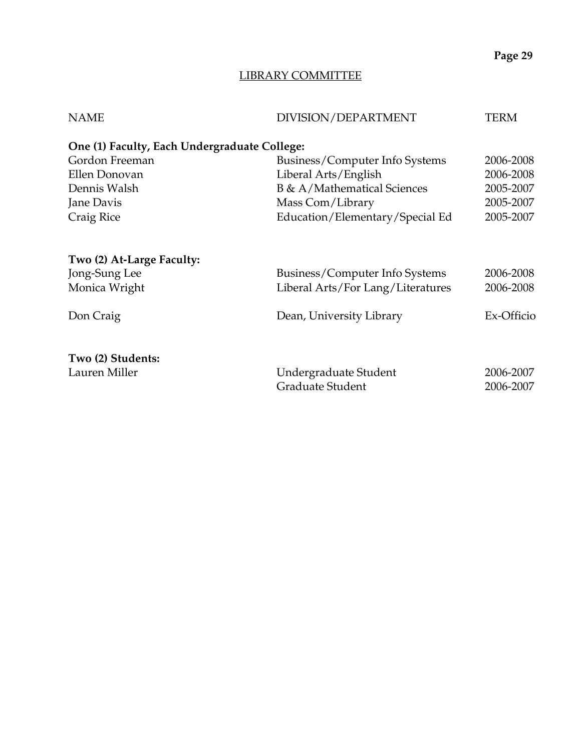## LIBRARY COMMITTEE

| NAME | DIVISION/DEPARTMENT | TERM |
|---|---|---|
| **One (1) Faculty, Each Undergraduate College:** | | |
| Gordon Freeman | Business/Computer Info Systems | 2006-2008 |
| Ellen Donovan | Liberal Arts/English | 2006-2008 |
| Dennis Walsh | B & A/Mathematical Sciences | 2005-2007 |
| Jane Davis | Mass Com/Library | 2005-2007 |
| Craig Rice | Education/Elementary/Special Ed | 2005-2007 |
| **Two (2) At-Large Faculty:** | | |
| Jong-Sung Lee | Business/Computer Info Systems | 2006-2008 |
| Monica Wright | Liberal Arts/For Lang/Literatures | 2006-2008 |
| Don Craig | Dean, University Library | Ex-Officio |
| **Two (2) Students:** | | |
| Lauren Miller | Undergraduate Student | 2006-2007 |
| | Graduate Student | 2006-2007 |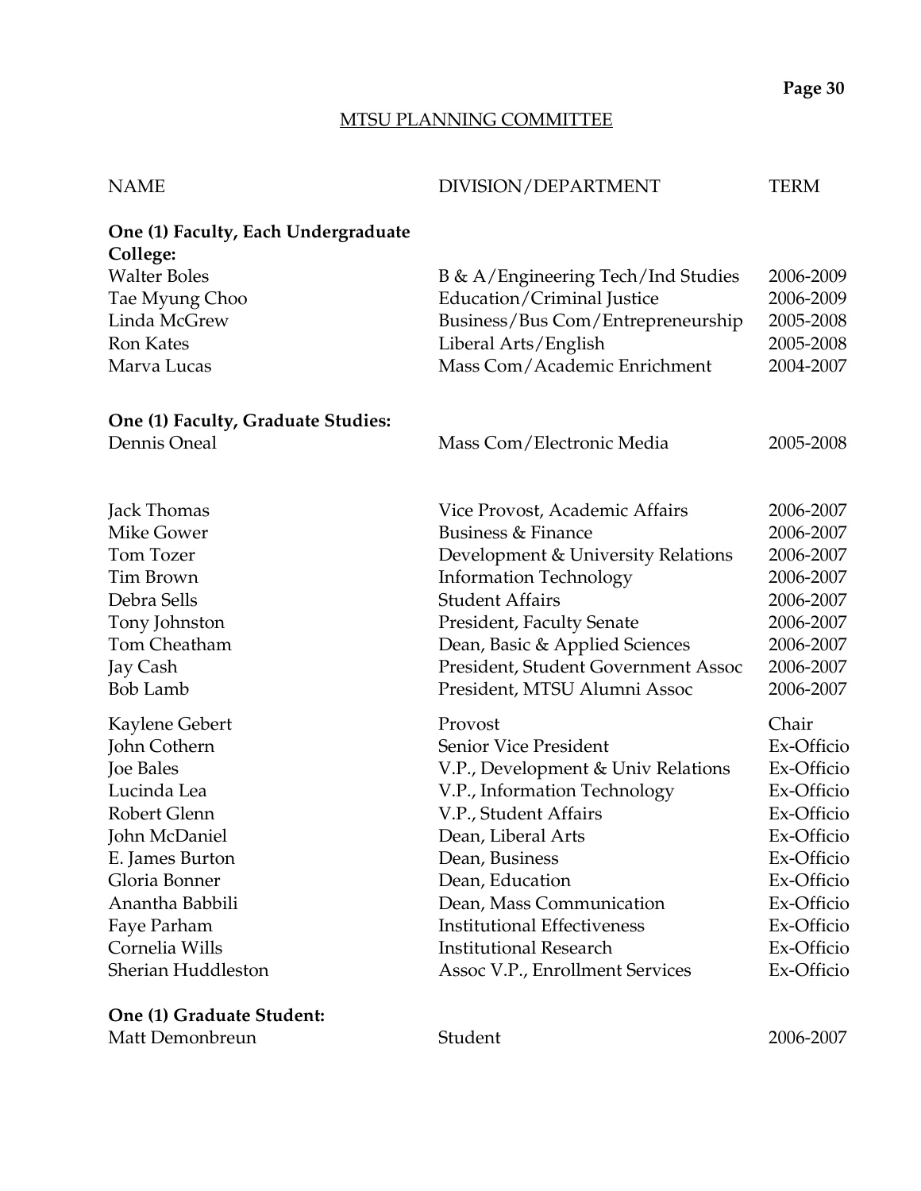## MTSU PLANNING COMMITTEE

| NAME | DIVISION/DEPARTMENT | TERM |
|---|---|---|
| **One (1) Faculty, Each Undergraduate College:** | | |
| Walter Boles | B & A/Engineering Tech/Ind Studies | 2006-2009 |
| Tae Myung Choo | Education/Criminal Justice | 2006-2009 |
| Linda McGrew | Business/Bus Com/Entrepreneurship | 2005-2008 |
| Ron Kates | Liberal Arts/English | 2005-2008 |
| Marva Lucas | Mass Com/Academic Enrichment | 2004-2007 |
| **One (1) Faculty, Graduate Studies:** | | |
| Dennis Oneal | Mass Com/Electronic Media | 2005-2008 |
| Jack Thomas | Vice Provost, Academic Affairs | 2006-2007 |
| Mike Gower | Business & Finance | 2006-2007 |
| Tom Tozer | Development & University Relations | 2006-2007 |
| Tim Brown | Information Technology | 2006-2007 |
| Debra Sells | Student Affairs | 2006-2007 |
| Tony Johnston | President, Faculty Senate | 2006-2007 |
| Tom Cheatham | Dean, Basic & Applied Sciences | 2006-2007 |
| Jay Cash | President, Student Government Assoc | 2006-2007 |
| Bob Lamb | President, MTSU Alumni Assoc | 2006-2007 |
| Kaylene Gebert | Provost | Chair |
| John Cothern | Senior Vice President | Ex-Officio |
| Joe Bales | V.P., Development & Univ Relations | Ex-Officio |
| Lucinda Lea | V.P., Information Technology | Ex-Officio |
| Robert Glenn | V.P., Student Affairs | Ex-Officio |
| John McDaniel | Dean, Liberal Arts | Ex-Officio |
| E. James Burton | Dean, Business | Ex-Officio |
| Gloria Bonner | Dean, Education | Ex-Officio |
| Anantha Babbili | Dean, Mass Communication | Ex-Officio |
| Faye Parham | Institutional Effectiveness | Ex-Officio |
| Cornelia Wills | Institutional Research | Ex-Officio |
| Sherian Huddleston | Assoc V.P., Enrollment Services | Ex-Officio |
| **One (1) Graduate Student:** | | |
| Matt Demonbreun | Student | 2006-2007 |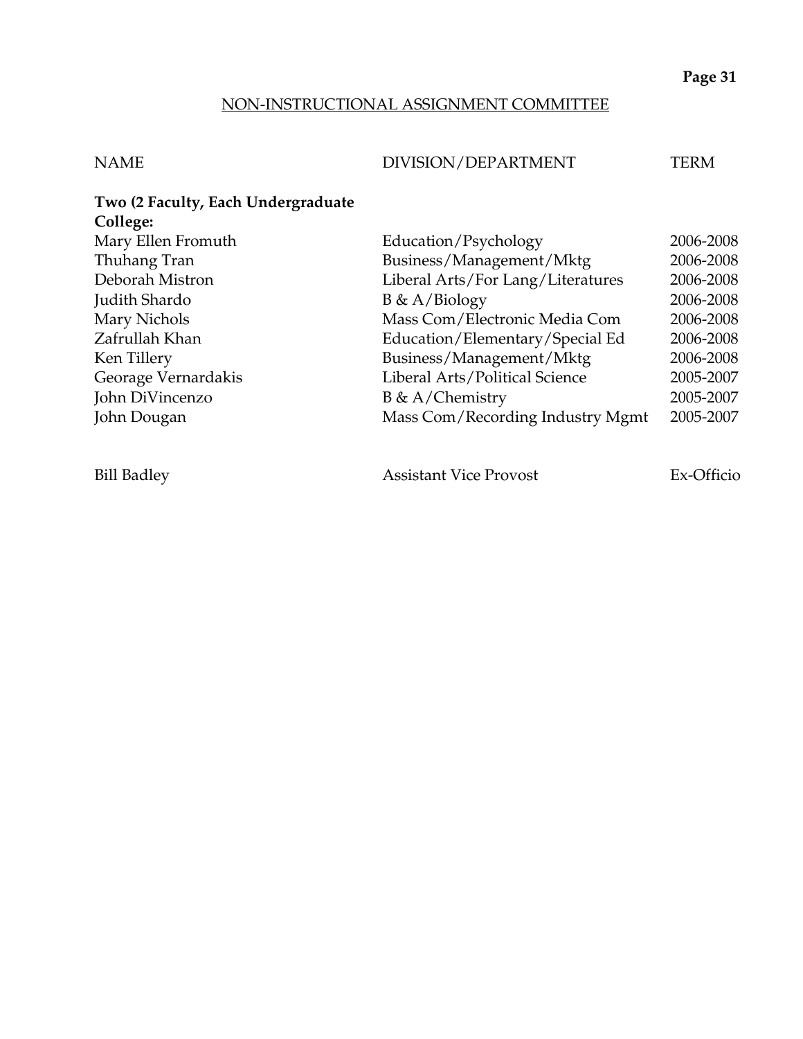## NON-INSTRUCTIONAL ASSIGNMENT COMMITTEE

| NAME | DIVISION/DEPARTMENT | TERM |
|---|---|---|
| **Two (2 Faculty, Each Undergraduate College:** | | |
| Mary Ellen Fromuth | Education/Psychology | 2006-2008 |
| Thuhang Tran | Business/Management/Mktg | 2006-2008 |
| Deborah Mistron | Liberal Arts/For Lang/Literatures | 2006-2008 |
| Judith Shardo | B & A/Biology | 2006-2008 |
| Mary Nichols | Mass Com/Electronic Media Com | 2006-2008 |
| Zafrullah Khan | Education/Elementary/Special Ed | 2006-2008 |
| Ken Tillery | Business/Management/Mktg | 2006-2008 |
| Georage Vernardakis | Liberal Arts/Political Science | 2005-2007 |
| John DiVincenzo | B & A/Chemistry | 2005-2007 |
| John Dougan | Mass Com/Recording Industry Mgmt | 2005-2007 |
| | | |
| Bill Badley | Assistant Vice Provost | Ex-Officio |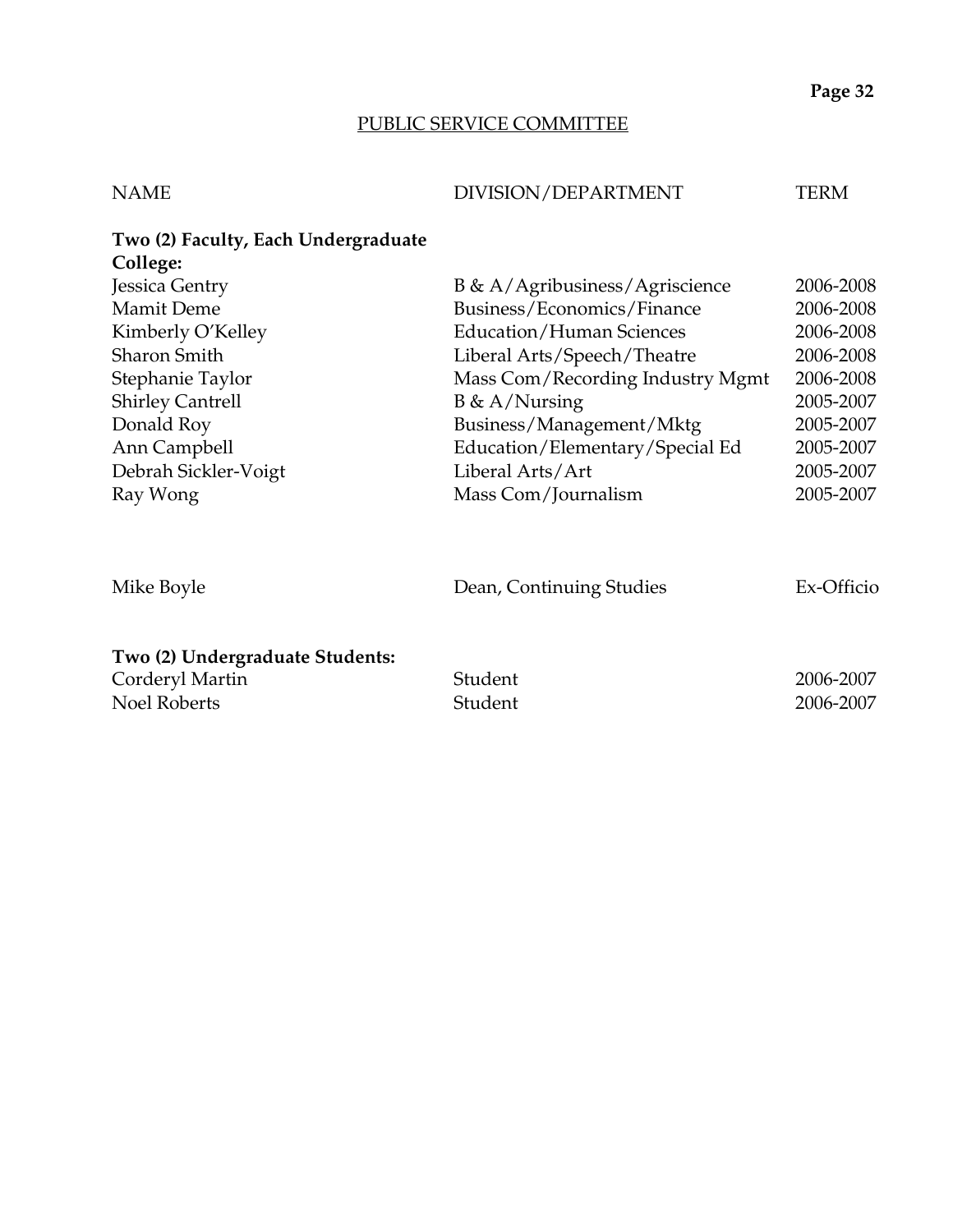## PUBLIC SERVICE COMMITTEE

| NAME | DIVISION/DEPARTMENT | TERM |
|---|---|---|
| **Two (2) Faculty, Each Undergraduate College:** | | |
| Jessica Gentry | B & A/Agribusiness/Agriscience | 2006-2008 |
| Mamit Deme | Business/Economics/Finance | 2006-2008 |
| Kimberly O'Kelley | Education/Human Sciences | 2006-2008 |
| Sharon Smith | Liberal Arts/Speech/Theatre | 2006-2008 |
| Stephanie Taylor | Mass Com/Recording Industry Mgmt | 2006-2008 |
| Shirley Cantrell | B & A/Nursing | 2005-2007 |
| Donald Roy | Business/Management/Mktg | 2005-2007 |
| Ann Campbell | Education/Elementary/Special Ed | 2005-2007 |
| Debrah Sickler-Voigt | Liberal Arts/Art | 2005-2007 |
| Ray Wong | Mass Com/Journalism | 2005-2007 |
| Mike Boyle | Dean, Continuing Studies | Ex-Officio |
| **Two (2) Undergraduate Students:** | | |
| Corderyl Martin | Student | 2006-2007 |
| Noel Roberts | Student | 2006-2007 |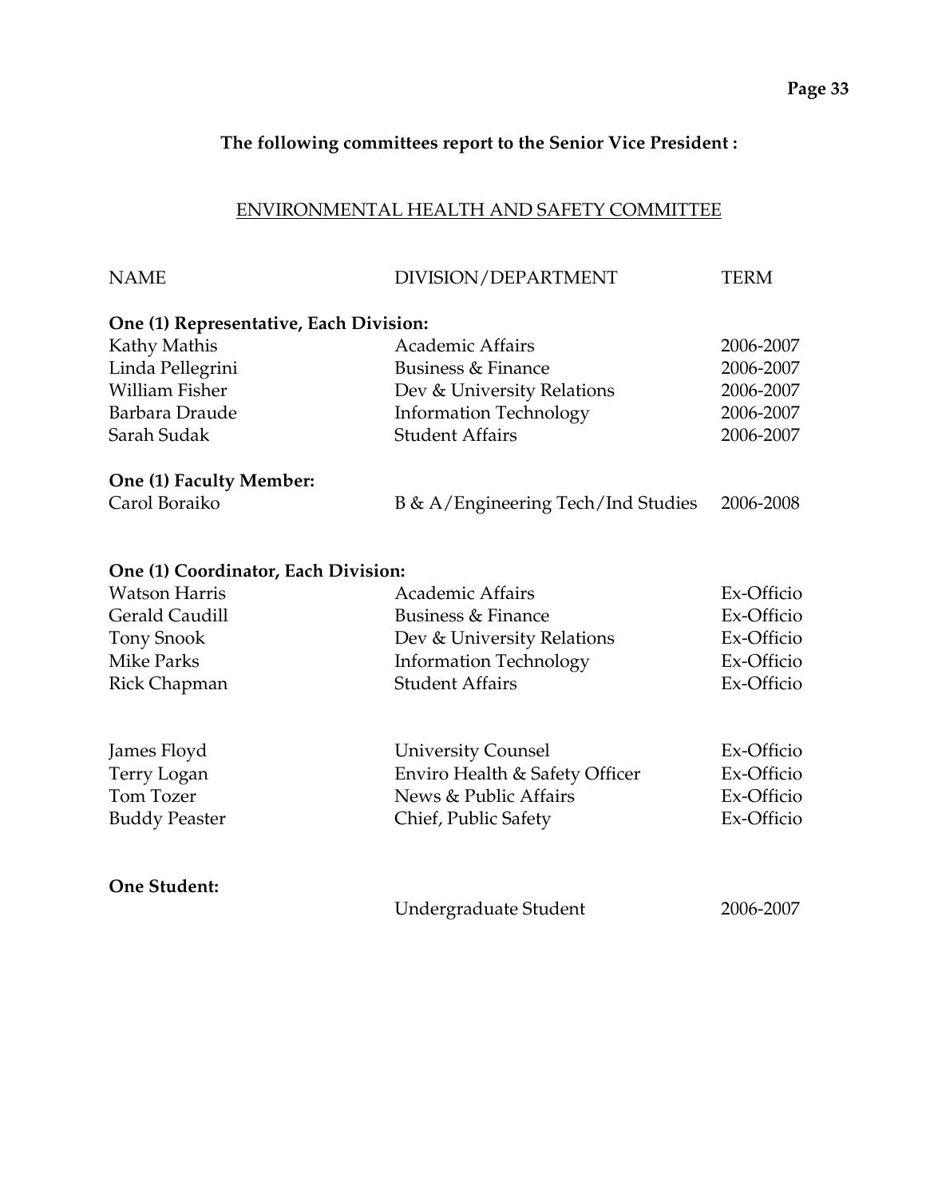**The following committees report to the Senior Vice President :**

## ENVIRONMENTAL HEALTH AND SAFETY COMMITTEE

| NAME | DIVISION/DEPARTMENT | TERM |
|---|---|---|
| **One (1) Representative, Each Division:** | | |
| Kathy Mathis | Academic Affairs | 2006-2007 |
| Linda Pellegrini | Business & Finance | 2006-2007 |
| William Fisher | Dev & University Relations | 2006-2007 |
| Barbara Draude | Information Technology | 2006-2007 |
| Sarah Sudak | Student Affairs | 2006-2007 |
| **One (1) Faculty Member:** | | |
| Carol Boraiko | B & A/Engineering Tech/Ind Studies | 2006-2008 |
| **One (1) Coordinator, Each Division:** | | |
| Watson Harris | Academic Affairs | Ex-Officio |
| Gerald Caudill | Business & Finance | Ex-Officio |
| Tony Snook | Dev & University Relations | Ex-Officio |
| Mike Parks | Information Technology | Ex-Officio |
| Rick Chapman | Student Affairs | Ex-Officio |
| James Floyd | University Counsel | Ex-Officio |
| Terry Logan | Enviro Health & Safety Officer | Ex-Officio |
| Tom Tozer | News & Public Affairs | Ex-Officio |
| Buddy Peaster | Chief, Public Safety | Ex-Officio |
| **One Student:** | | |
| | Undergraduate Student | 2006-2007 |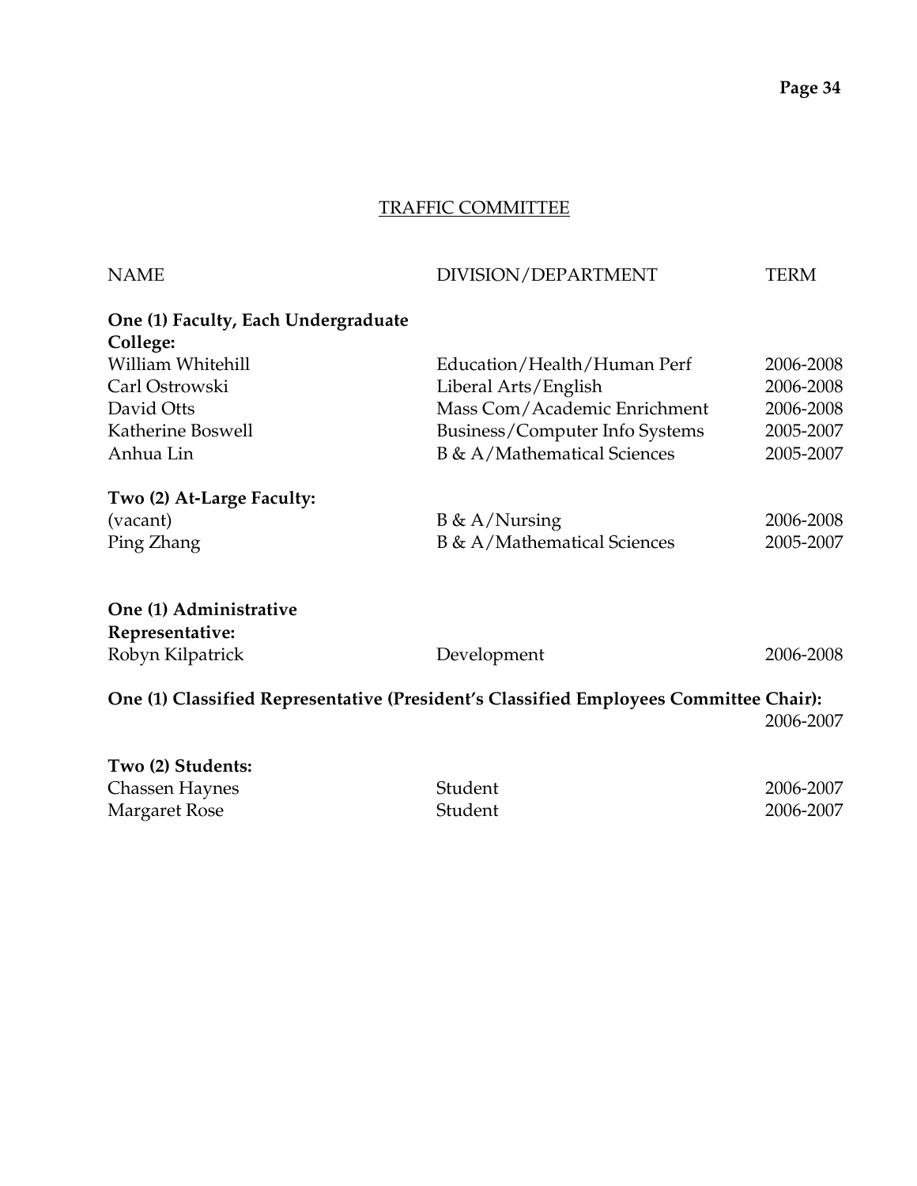## TRAFFIC COMMITTEE

| NAME | DIVISION/DEPARTMENT | TERM |
|---|---|---|
| **One (1) Faculty, Each Undergraduate College:** | | |
| William Whitehill | Education/Health/Human Perf | 2006-2008 |
| Carl Ostrowski | Liberal Arts/English | 2006-2008 |
| David Otts | Mass Com/Academic Enrichment | 2006-2008 |
| Katherine Boswell | Business/Computer Info Systems | 2005-2007 |
| Anhua Lin | B & A/Mathematical Sciences | 2005-2007 |
| **Two (2) At-Large Faculty:** | | |
| (vacant) | B & A/Nursing | 2006-2008 |
| Ping Zhang | B & A/Mathematical Sciences | 2005-2007 |
| **One (1) Administrative Representative:** | | |
| Robyn Kilpatrick | Development | 2006-2008 |
| **One (1) Classified Representative (President's Classified Employees Committee Chair):** | | 2006-2007 |
| **Two (2) Students:** | | |
| Chassen Haynes | Student | 2006-2007 |
| Margaret Rose | Student | 2006-2007 |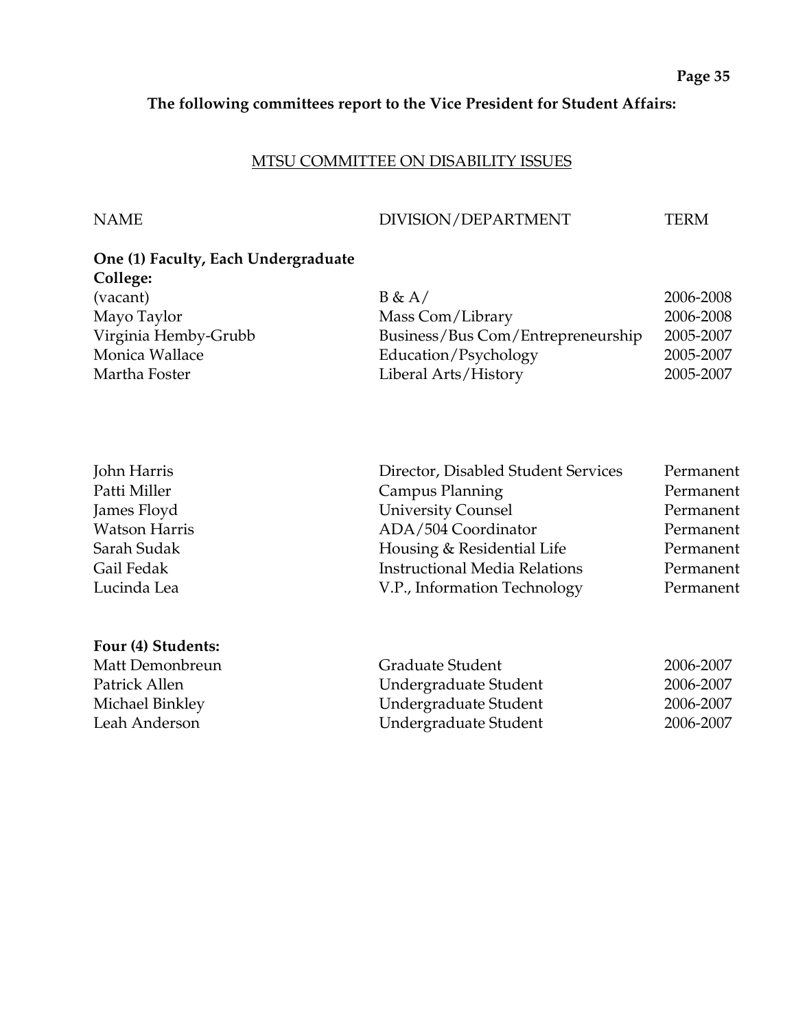**The following committees report to the Vice President for Student Affairs:**

## MTSU COMMITTEE ON DISABILITY ISSUES

| NAME | DIVISION/DEPARTMENT | TERM |
|---|---|---|
| **One (1) Faculty, Each Undergraduate College:** | | |
| (vacant) | B & A/ | 2006-2008 |
| Mayo Taylor | Mass Com/Library | 2006-2008 |
| Virginia Hemby-Grubb | Business/Bus Com/Entrepreneurship | 2005-2007 |
| Monica Wallace | Education/Psychology | 2005-2007 |
| Martha Foster | Liberal Arts/History | 2005-2007 |
| | | |
| John Harris | Director, Disabled Student Services | Permanent |
| Patti Miller | Campus Planning | Permanent |
| James Floyd | University Counsel | Permanent |
| Watson Harris | ADA/504 Coordinator | Permanent |
| Sarah Sudak | Housing & Residential Life | Permanent |
| Gail Fedak | Instructional Media Relations | Permanent |
| Lucinda Lea | V.P., Information Technology | Permanent |
| | | |
| **Four (4) Students:** | | |
| Matt Demonbreun | Graduate Student | 2006-2007 |
| Patrick Allen | Undergraduate Student | 2006-2007 |
| Michael Binkley | Undergraduate Student | 2006-2007 |
| Leah Anderson | Undergraduate Student | 2006-2007 |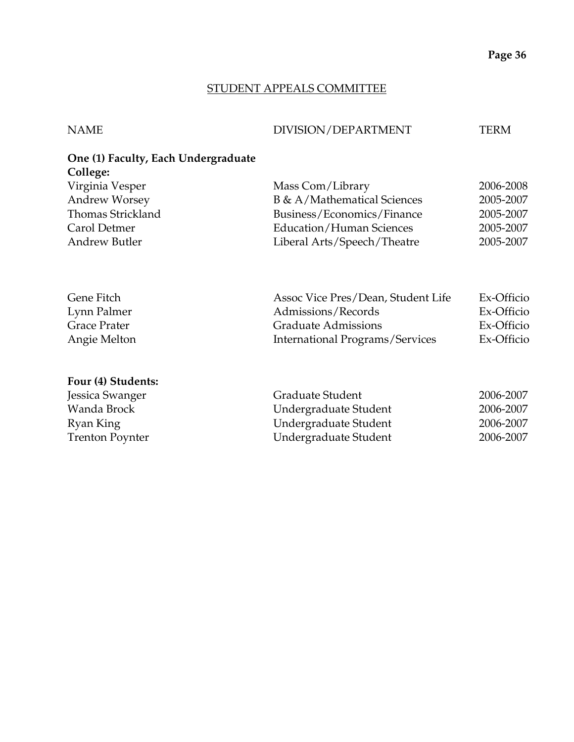## STUDENT APPEALS COMMITTEE

| NAME | DIVISION/DEPARTMENT | TERM |
|---|---|---|
| **One (1) Faculty, Each Undergraduate College:** | | |
| Virginia Vesper | Mass Com/Library | 2006-2008 |
| Andrew Worsey | B & A/Mathematical Sciences | 2005-2007 |
| Thomas Strickland | Business/Economics/Finance | 2005-2007 |
| Carol Detmer | Education/Human Sciences | 2005-2007 |
| Andrew Butler | Liberal Arts/Speech/Theatre | 2005-2007 |
| | | |
| Gene Fitch | Assoc Vice Pres/Dean, Student Life | Ex-Officio |
| Lynn Palmer | Admissions/Records | Ex-Officio |
| Grace Prater | Graduate Admissions | Ex-Officio |
| Angie Melton | International Programs/Services | Ex-Officio |
| | | |
| **Four (4) Students:** | | |
| Jessica Swanger | Graduate Student | 2006-2007 |
| Wanda Brock | Undergraduate Student | 2006-2007 |
| Ryan King | Undergraduate Student | 2006-2007 |
| Trenton Poynter | Undergraduate Student | 2006-2007 |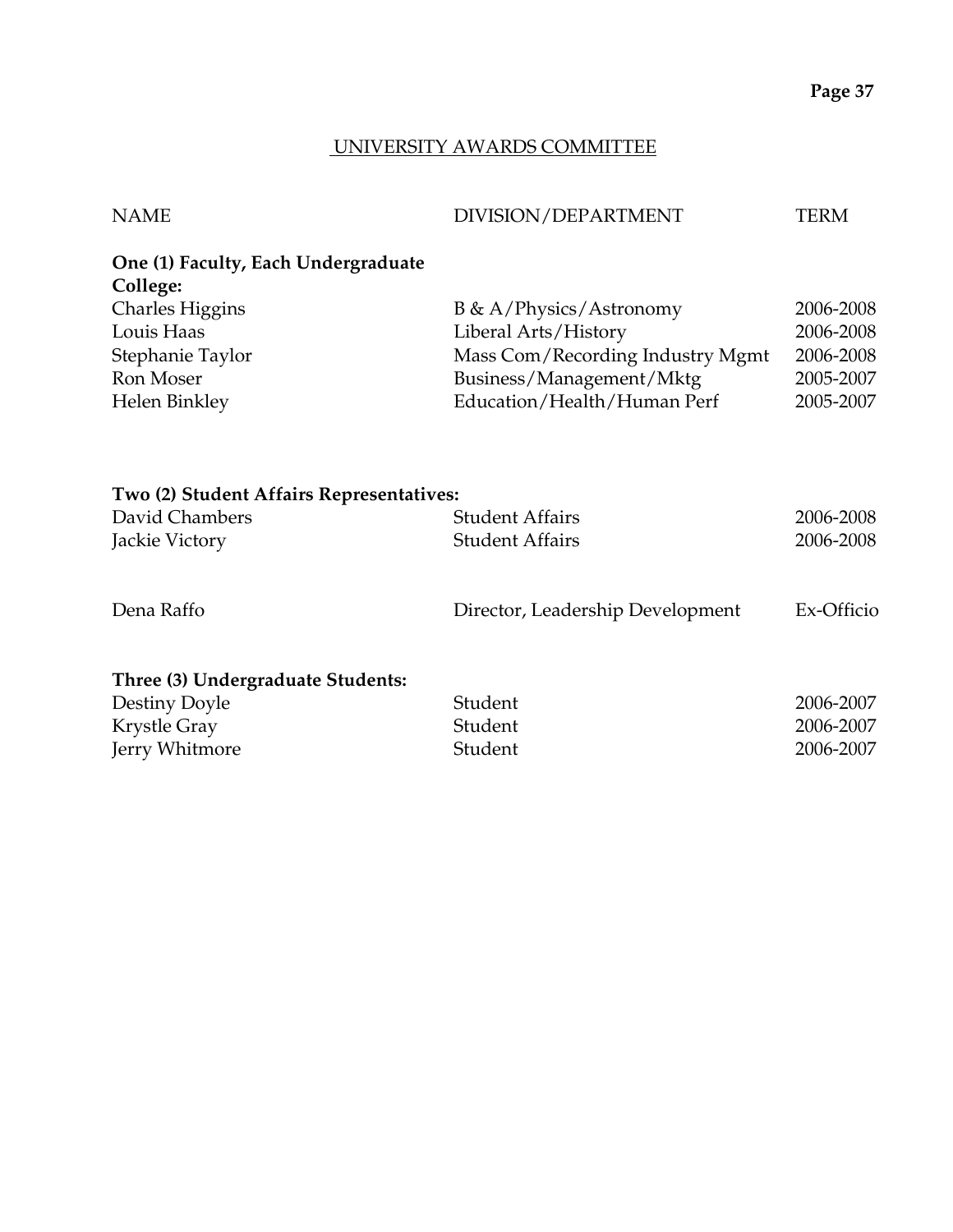## UNIVERSITY AWARDS COMMITTEE

| NAME | DIVISION/DEPARTMENT | TERM |
|---|---|---|
| **One (1) Faculty, Each Undergraduate College:** | | |
| Charles Higgins | B & A/Physics/Astronomy | 2006-2008 |
| Louis Haas | Liberal Arts/History | 2006-2008 |
| Stephanie Taylor | Mass Com/Recording Industry Mgmt | 2006-2008 |
| Ron Moser | Business/Management/Mktg | 2005-2007 |
| Helen Binkley | Education/Health/Human Perf | 2005-2007 |
| **Two (2) Student Affairs Representatives:** | | |
| David Chambers | Student Affairs | 2006-2008 |
| Jackie Victory | Student Affairs | 2006-2008 |
| Dena Raffo | Director, Leadership Development | Ex-Officio |
| **Three (3) Undergraduate Students:** | | |
| Destiny Doyle | Student | 2006-2007 |
| Krystle Gray | Student | 2006-2007 |
| Jerry Whitmore | Student | 2006-2007 |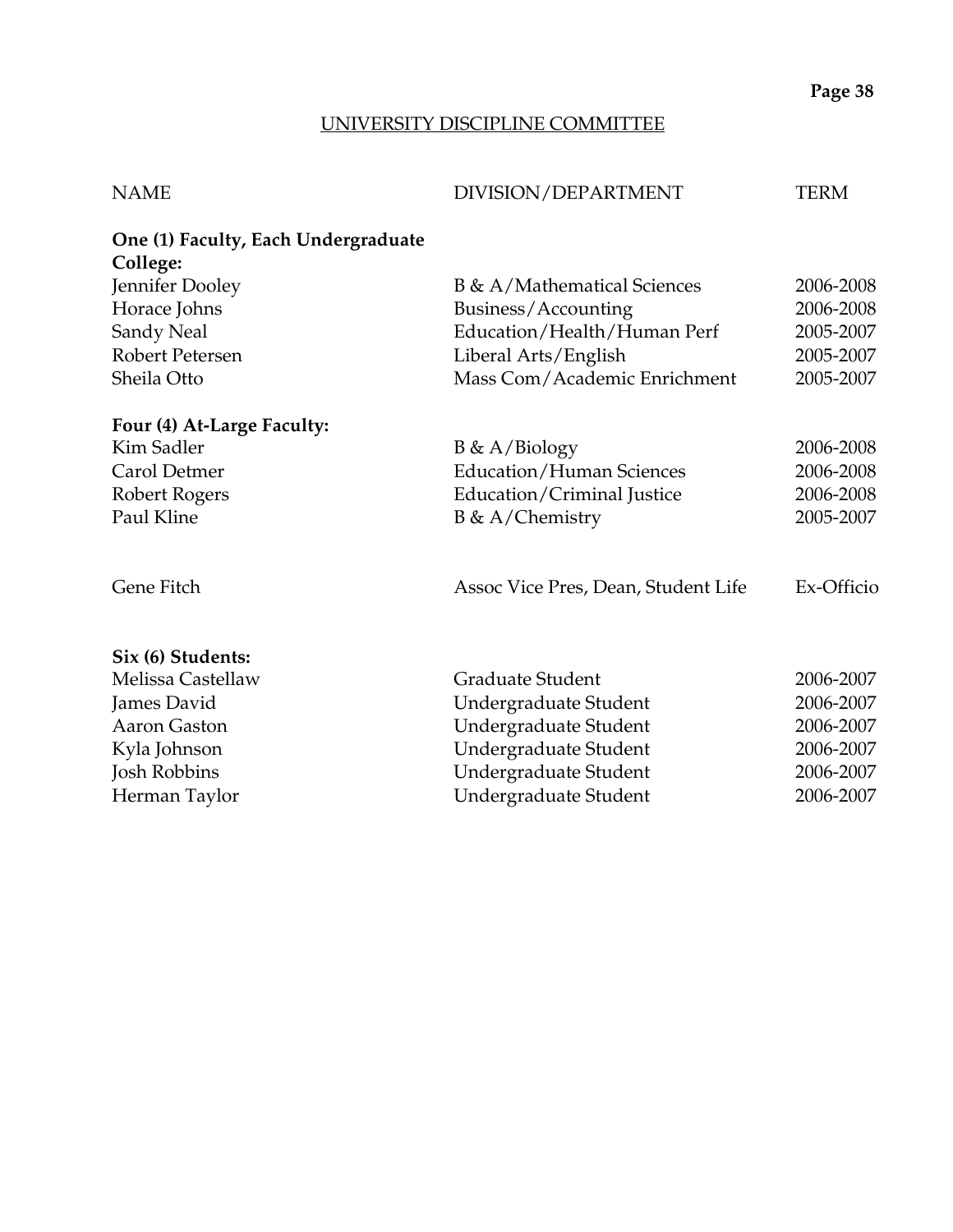## UNIVERSITY DISCIPLINE COMMITTEE

| NAME | DIVISION/DEPARTMENT | TERM |
|---|---|---|
| **One (1) Faculty, Each Undergraduate College:** | | |
| Jennifer Dooley | B & A/Mathematical Sciences | 2006-2008 |
| Horace Johns | Business/Accounting | 2006-2008 |
| Sandy Neal | Education/Health/Human Perf | 2005-2007 |
| Robert Petersen | Liberal Arts/English | 2005-2007 |
| Sheila Otto | Mass Com/Academic Enrichment | 2005-2007 |
| **Four (4) At-Large Faculty:** | | |
| Kim Sadler | B & A/Biology | 2006-2008 |
| Carol Detmer | Education/Human Sciences | 2006-2008 |
| Robert Rogers | Education/Criminal Justice | 2006-2008 |
| Paul Kline | B & A/Chemistry | 2005-2007 |
| Gene Fitch | Assoc Vice Pres, Dean, Student Life | Ex-Officio |
| **Six (6) Students:** | | |
| Melissa Castellaw | Graduate Student | 2006-2007 |
| James David | Undergraduate Student | 2006-2007 |
| Aaron Gaston | Undergraduate Student | 2006-2007 |
| Kyla Johnson | Undergraduate Student | 2006-2007 |
| Josh Robbins | Undergraduate Student | 2006-2007 |
| Herman Taylor | Undergraduate Student | 2006-2007 |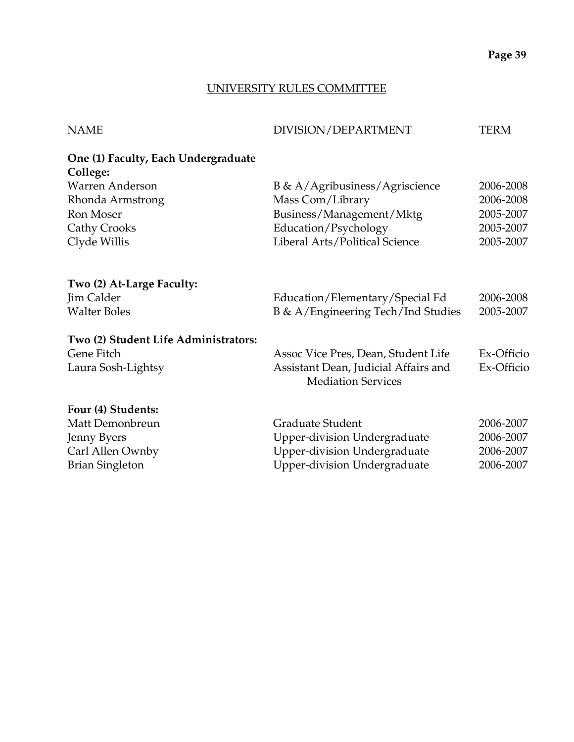## UNIVERSITY RULES COMMITTEE

| NAME | DIVISION/DEPARTMENT | TERM |
|---|---|---|
| **One (1) Faculty, Each Undergraduate College:** | | |
| Warren Anderson | B & A/Agribusiness/Agriscience | 2006-2008 |
| Rhonda Armstrong | Mass Com/Library | 2006-2008 |
| Ron Moser | Business/Management/Mktg | 2005-2007 |
| Cathy Crooks | Education/Psychology | 2005-2007 |
| Clyde Willis | Liberal Arts/Political Science | 2005-2007 |
| **Two (2) At-Large Faculty:** | | |
| Jim Calder | Education/Elementary/Special Ed | 2006-2008 |
| Walter Boles | B & A/Engineering Tech/Ind Studies | 2005-2007 |
| **Two (2) Student Life Administrators:** | | |
| Gene Fitch | Assoc Vice Pres, Dean, Student Life | Ex-Officio |
| Laura Sosh-Lightsy | Assistant Dean, Judicial Affairs and Mediation Services | Ex-Officio |
| **Four (4) Students:** | | |
| Matt Demonbreun | Graduate Student | 2006-2007 |
| Jenny Byers | Upper-division Undergraduate | 2006-2007 |
| Carl Allen Ownby | Upper-division Undergraduate | 2006-2007 |
| Brian Singleton | Upper-division Undergraduate | 2006-2007 |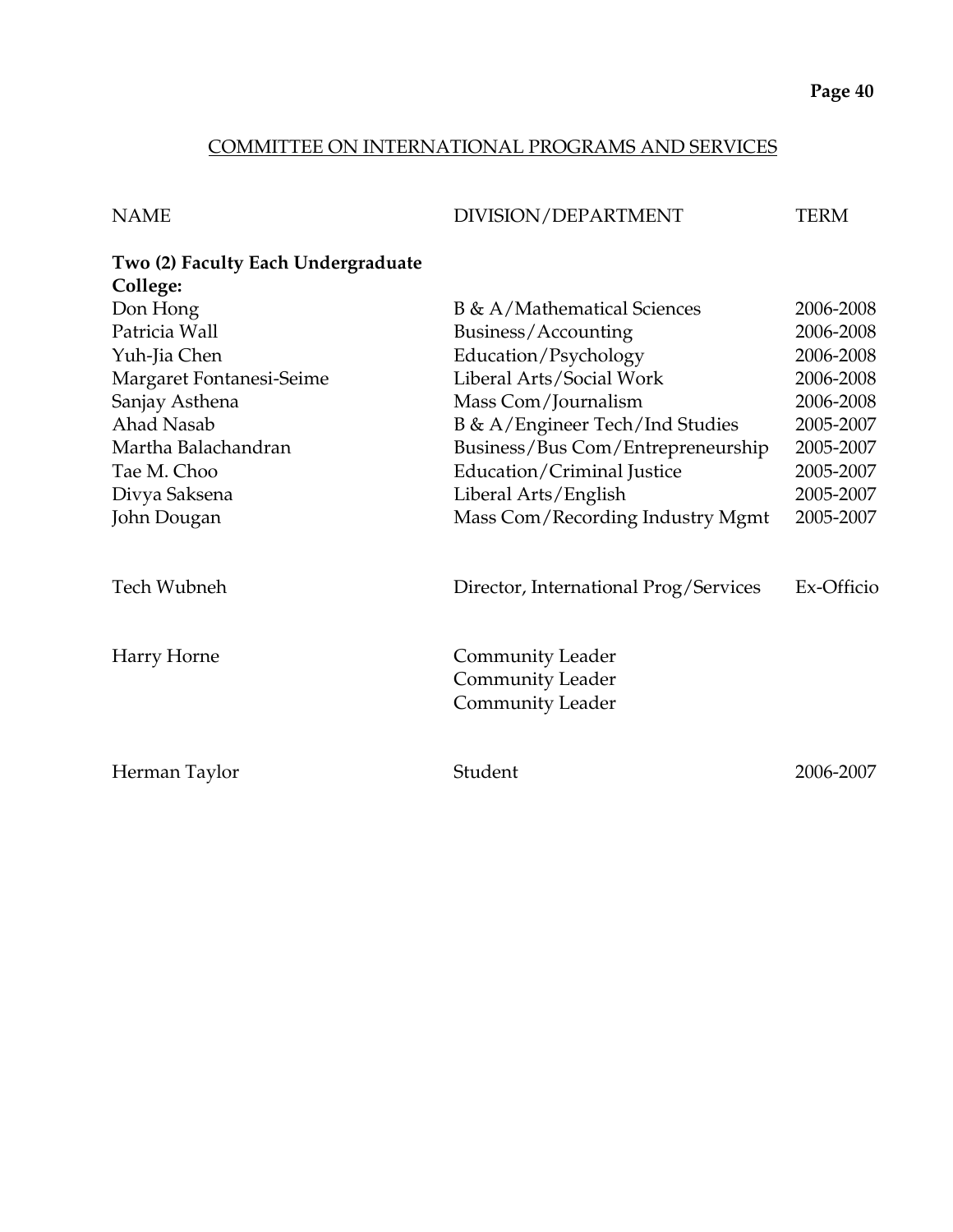## COMMITTEE ON INTERNATIONAL PROGRAMS AND SERVICES

| NAME | DIVISION/DEPARTMENT | TERM |
|---|---|---|
| **Two (2) Faculty Each Undergraduate College:** | | |
| Don Hong | B & A/Mathematical Sciences | 2006-2008 |
| Patricia Wall | Business/Accounting | 2006-2008 |
| Yuh-Jia Chen | Education/Psychology | 2006-2008 |
| Margaret Fontanesi-Seime | Liberal Arts/Social Work | 2006-2008 |
| Sanjay Asthena | Mass Com/Journalism | 2006-2008 |
| Ahad Nasab | B & A/Engineer Tech/Ind Studies | 2005-2007 |
| Martha Balachandran | Business/Bus Com/Entrepreneurship | 2005-2007 |
| Tae M. Choo | Education/Criminal Justice | 2005-2007 |
| Divya Saksena | Liberal Arts/English | 2005-2007 |
| John Dougan | Mass Com/Recording Industry Mgmt | 2005-2007 |
| Tech Wubneh | Director, International Prog/Services | Ex-Officio |
| Harry Horne | Community Leader | |
| | Community Leader | |
| | Community Leader | |
| Herman Taylor | Student | 2006-2007 |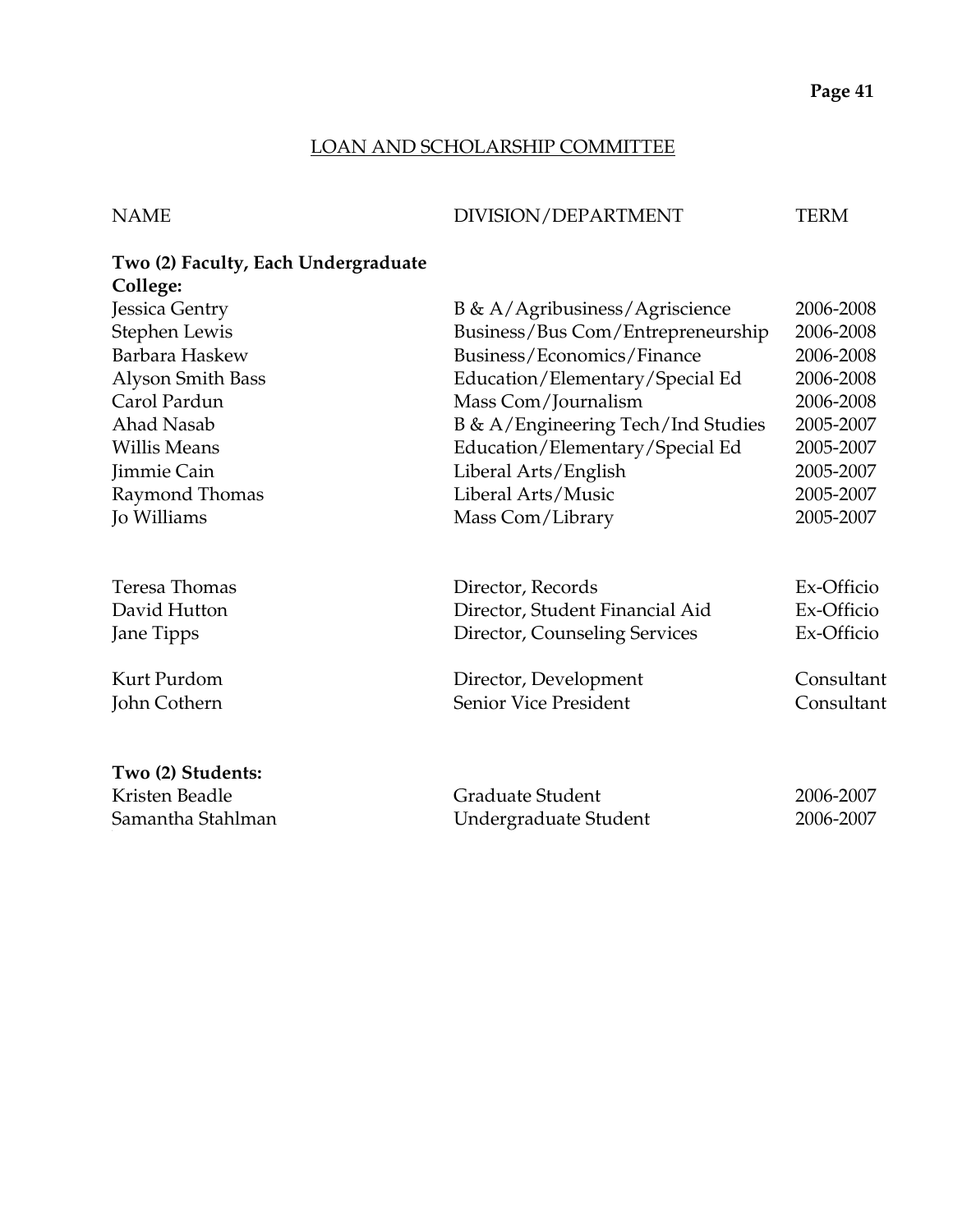## LOAN AND SCHOLARSHIP COMMITTEE

| NAME | DIVISION/DEPARTMENT | TERM |
|---|---|---|
| **Two (2) Faculty, Each Undergraduate College:** | | |
| Jessica Gentry | B & A/Agribusiness/Agriscience | 2006-2008 |
| Stephen Lewis | Business/Bus Com/Entrepreneurship | 2006-2008 |
| Barbara Haskew | Business/Economics/Finance | 2006-2008 |
| Alyson Smith Bass | Education/Elementary/Special Ed | 2006-2008 |
| Carol Pardun | Mass Com/Journalism | 2006-2008 |
| Ahad Nasab | B & A/Engineering Tech/Ind Studies | 2005-2007 |
| Willis Means | Education/Elementary/Special Ed | 2005-2007 |
| Jimmie Cain | Liberal Arts/English | 2005-2007 |
| Raymond Thomas | Liberal Arts/Music | 2005-2007 |
| Jo Williams | Mass Com/Library | 2005-2007 |
| | | |
| Teresa Thomas | Director, Records | Ex-Officio |
| David Hutton | Director, Student Financial Aid | Ex-Officio |
| Jane Tipps | Director, Counseling Services | Ex-Officio |
| | | |
| Kurt Purdom | Director, Development | Consultant |
| John Cothern | Senior Vice President | Consultant |
| | | |
| **Two (2) Students:** | | |
| Kristen Beadle | Graduate Student | 2006-2007 |
| Samantha Stahlman | Undergraduate Student | 2006-2007 |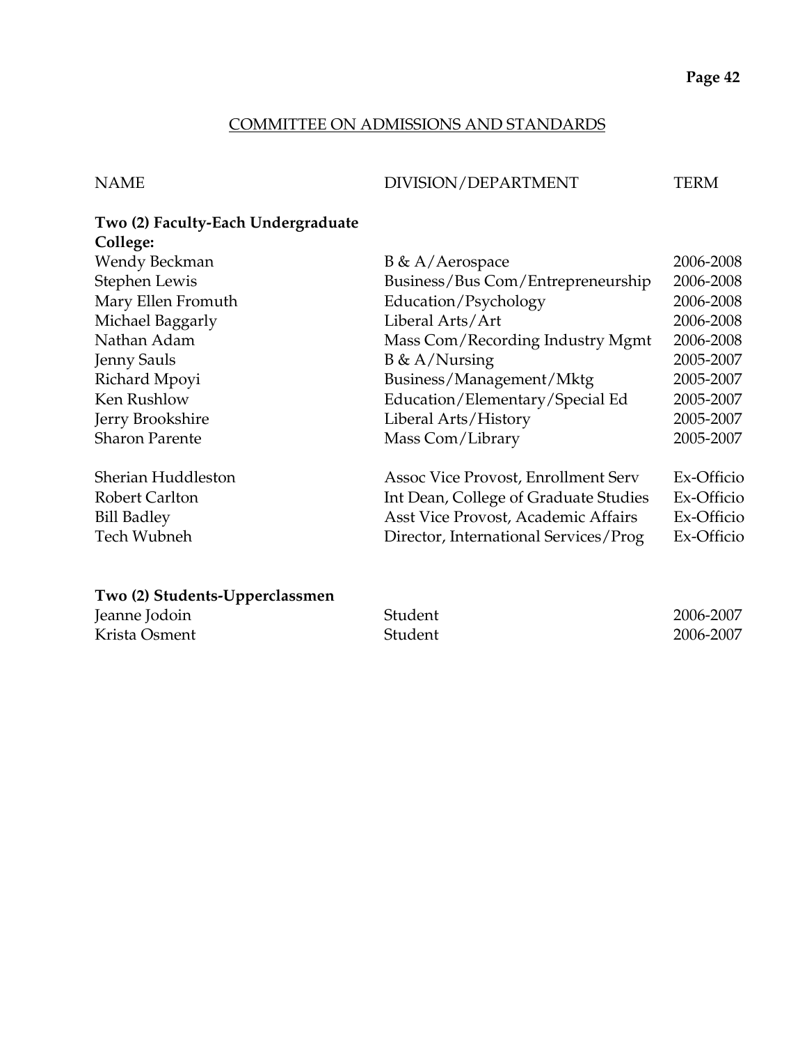## COMMITTEE ON ADMISSIONS AND STANDARDS

| NAME | DIVISION/DEPARTMENT | TERM |
|---|---|---|
| **Two (2) Faculty-Each Undergraduate College:** | | |
| Wendy Beckman | B & A/Aerospace | 2006-2008 |
| Stephen Lewis | Business/Bus Com/Entrepreneurship | 2006-2008 |
| Mary Ellen Fromuth | Education/Psychology | 2006-2008 |
| Michael Baggarly | Liberal Arts/Art | 2006-2008 |
| Nathan Adam | Mass Com/Recording Industry Mgmt | 2006-2008 |
| Jenny Sauls | B & A/Nursing | 2005-2007 |
| Richard Mpoyi | Business/Management/Mktg | 2005-2007 |
| Ken Rushlow | Education/Elementary/Special Ed | 2005-2007 |
| Jerry Brookshire | Liberal Arts/History | 2005-2007 |
| Sharon Parente | Mass Com/Library | 2005-2007 |
| Sherian Huddleston | Assoc Vice Provost, Enrollment Serv | Ex-Officio |
| Robert Carlton | Int Dean, College of Graduate Studies | Ex-Officio |
| Bill Badley | Asst Vice Provost, Academic Affairs | Ex-Officio |
| Tech Wubneh | Director, International Services/Prog | Ex-Officio |
| **Two (2) Students-Upperclassmen** | | |
| Jeanne Jodoin | Student | 2006-2007 |
| Krista Osment | Student | 2006-2007 |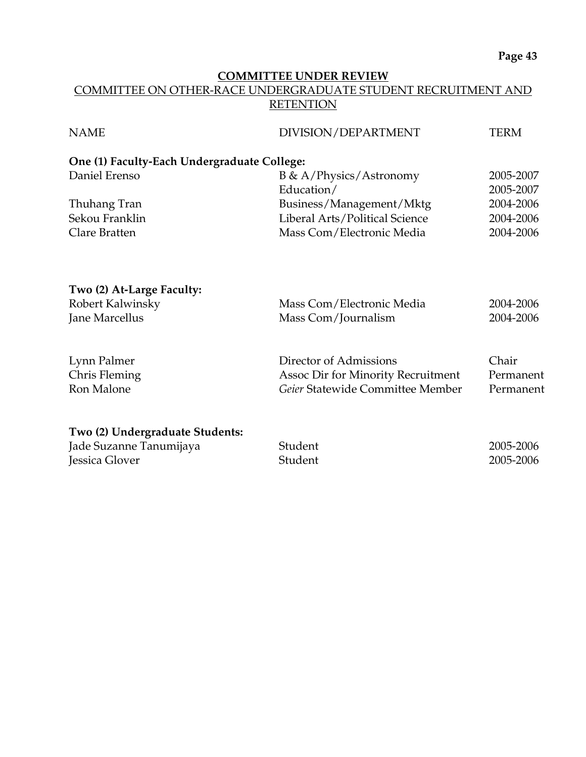**COMMITTEE UNDER REVIEW**

COMMITTEE ON OTHER-RACE UNDERGRADUATE STUDENT RECRUITMENT AND RETENTION

| NAME | DIVISION/DEPARTMENT | TERM |
|---|---|---|
| **One (1) Faculty-Each Undergraduate College:** | | |
| Daniel Erenso | B & A/Physics/Astronomy | 2005-2007 |
| | Education/ | 2005-2007 |
| Thuhang Tran | Business/Management/Mktg | 2004-2006 |
| Sekou Franklin | Liberal Arts/Political Science | 2004-2006 |
| Clare Bratten | Mass Com/Electronic Media | 2004-2006 |
| **Two (2) At-Large Faculty:** | | |
| Robert Kalwinsky | Mass Com/Electronic Media | 2004-2006 |
| Jane Marcellus | Mass Com/Journalism | 2004-2006 |
| Lynn Palmer | Director of Admissions | Chair |
| Chris Fleming | Assoc Dir for Minority Recruitment | Permanent |
| Ron Malone | *Geier* Statewide Committee Member | Permanent |
| **Two (2) Undergraduate Students:** | | |
| Jade Suzanne Tanumijaya | Student | 2005-2006 |
| Jessica Glover | Student | 2005-2006 |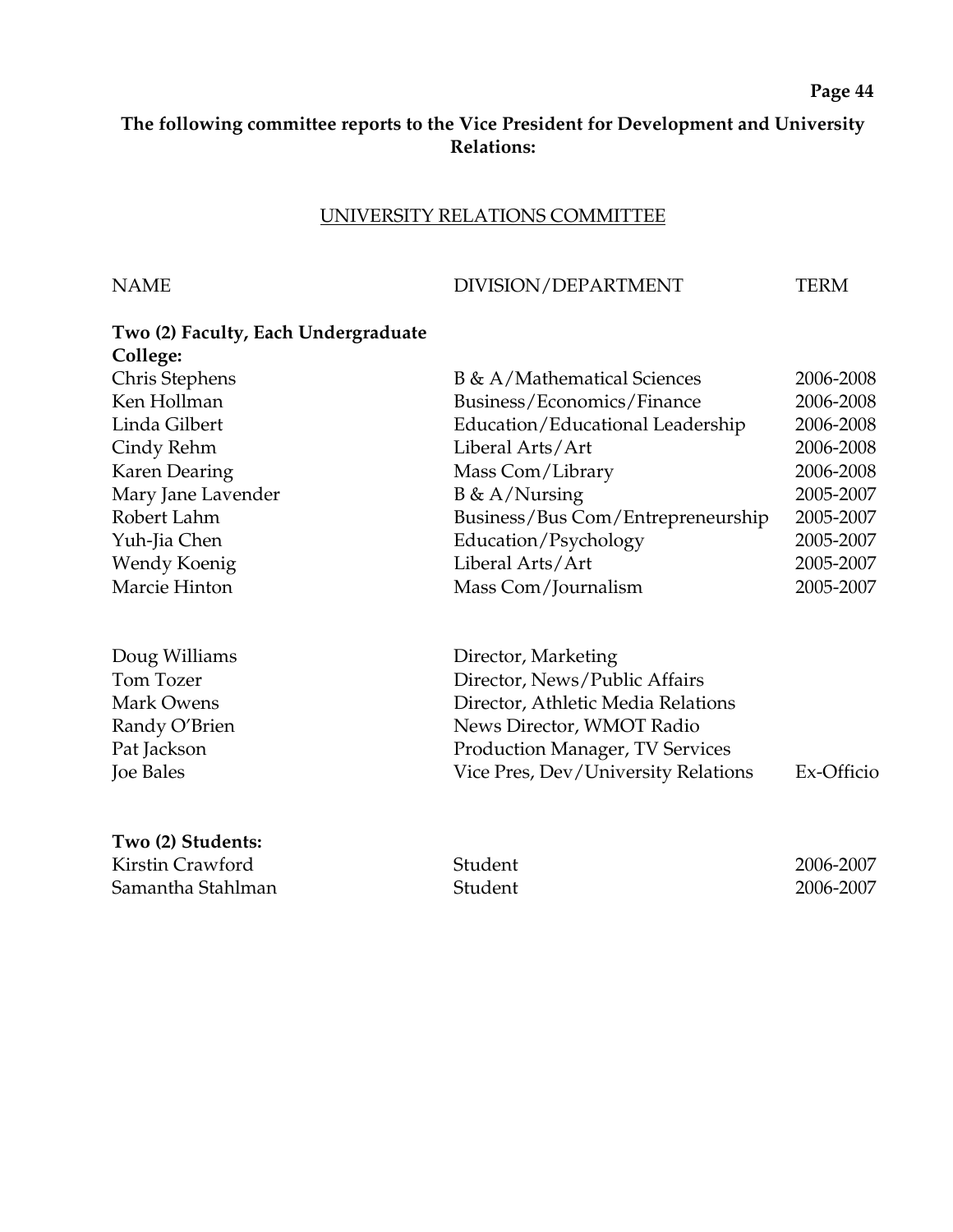**The following committee reports to the Vice President for Development and University Relations:**

## UNIVERSITY RELATIONS COMMITTEE

| NAME | DIVISION/DEPARTMENT | TERM |
|---|---|---|
| **Two (2) Faculty, Each Undergraduate College:** | | |
| Chris Stephens | B & A/Mathematical Sciences | 2006-2008 |
| Ken Hollman | Business/Economics/Finance | 2006-2008 |
| Linda Gilbert | Education/Educational Leadership | 2006-2008 |
| Cindy Rehm | Liberal Arts/Art | 2006-2008 |
| Karen Dearing | Mass Com/Library | 2006-2008 |
| Mary Jane Lavender | B & A/Nursing | 2005-2007 |
| Robert Lahm | Business/Bus Com/Entrepreneurship | 2005-2007 |
| Yuh-Jia Chen | Education/Psychology | 2005-2007 |
| Wendy Koenig | Liberal Arts/Art | 2005-2007 |
| Marcie Hinton | Mass Com/Journalism | 2005-2007 |
| | | |
| Doug Williams | Director, Marketing | |
| Tom Tozer | Director, News/Public Affairs | |
| Mark Owens | Director, Athletic Media Relations | |
| Randy O'Brien | News Director, WMOT Radio | |
| Pat Jackson | Production Manager, TV Services | |
| Joe Bales | Vice Pres, Dev/University Relations | Ex-Officio |
| | | |
| **Two (2) Students:** | | |
| Kirstin Crawford | Student | 2006-2007 |
| Samantha Stahlman | Student | 2006-2007 |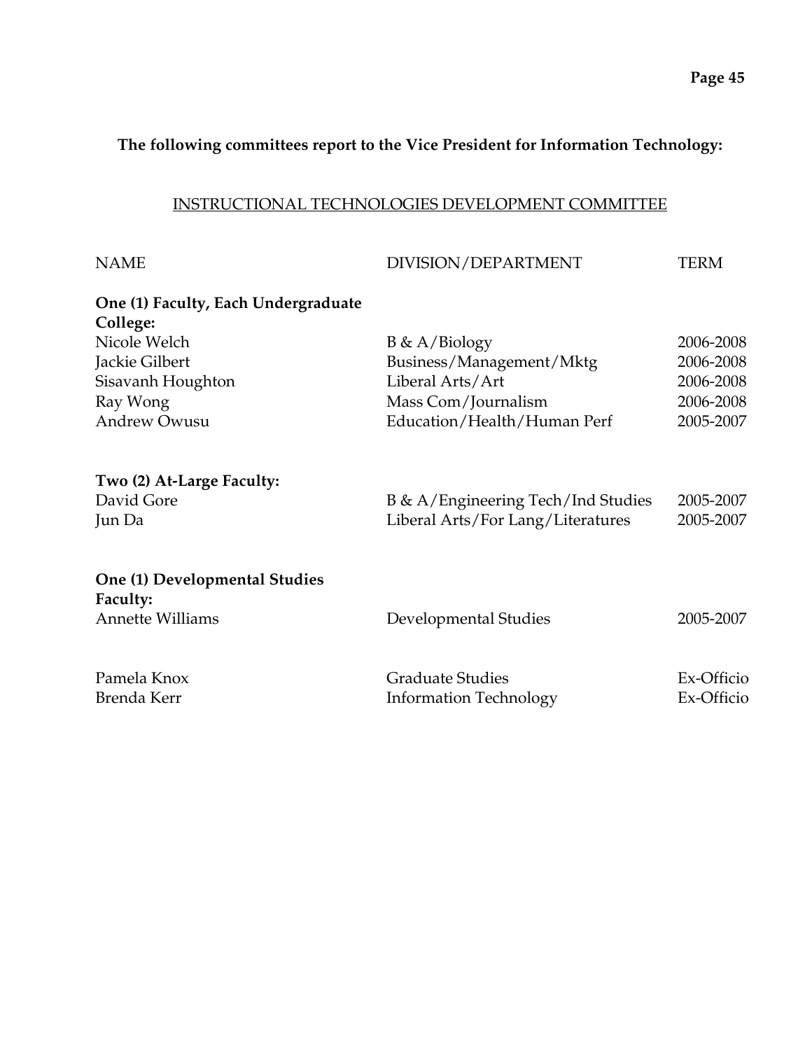**The following committees report to the Vice President for Information Technology:**

## INSTRUCTIONAL TECHNOLOGIES DEVELOPMENT COMMITTEE

| NAME | DIVISION/DEPARTMENT | TERM |
|---|---|---|
| **One (1) Faculty, Each Undergraduate College:** | | |
| Nicole Welch | B & A/Biology | 2006-2008 |
| Jackie Gilbert | Business/Management/Mktg | 2006-2008 |
| Sisavanh Houghton | Liberal Arts/Art | 2006-2008 |
| Ray Wong | Mass Com/Journalism | 2006-2008 |
| Andrew Owusu | Education/Health/Human Perf | 2005-2007 |
| **Two (2) At-Large Faculty:** | | |
| David Gore | B & A/Engineering Tech/Ind Studies | 2005-2007 |
| Jun Da | Liberal Arts/For Lang/Literatures | 2005-2007 |
| **One (1) Developmental Studies Faculty:** | | |
| Annette Williams | Developmental Studies | 2005-2007 |
| Pamela Knox | Graduate Studies | Ex-Officio |
| Brenda Kerr | Information Technology | Ex-Officio |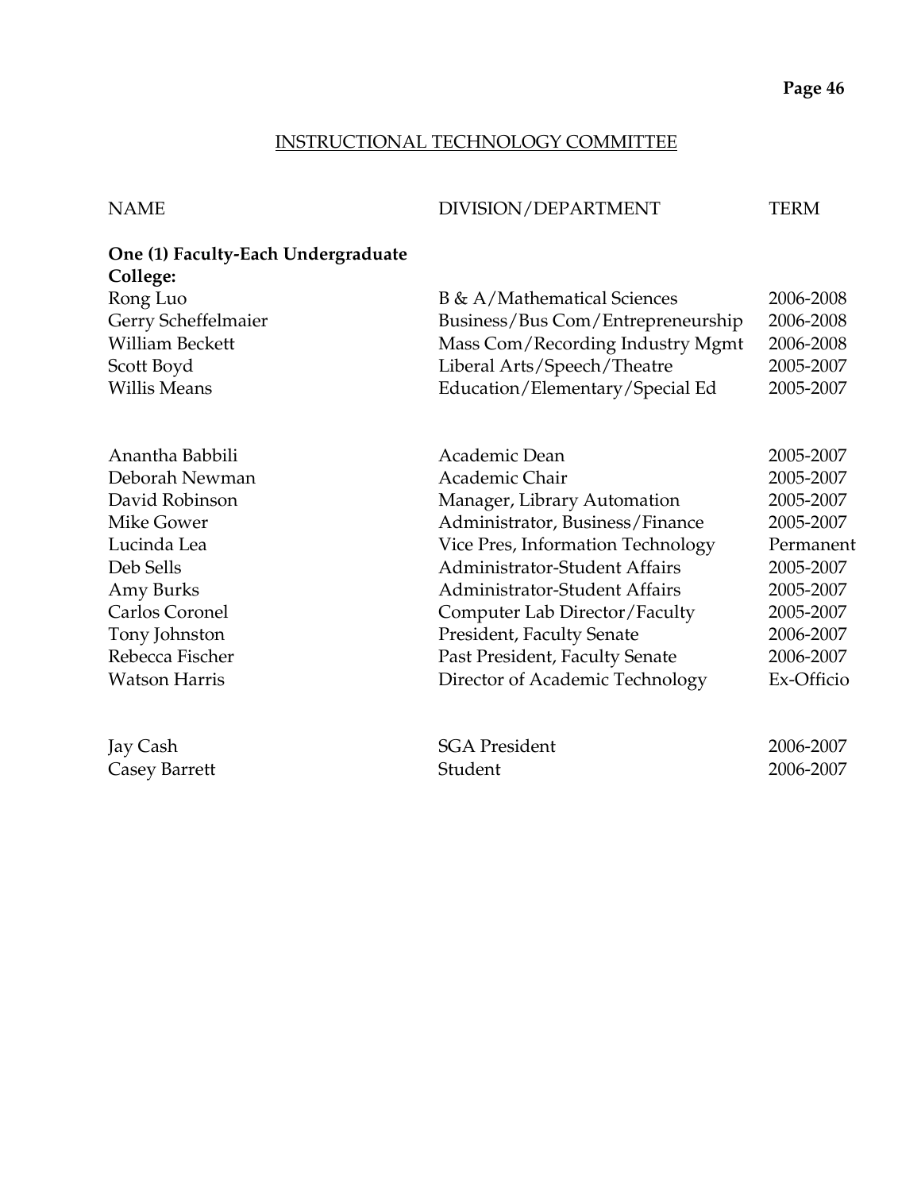## INSTRUCTIONAL TECHNOLOGY COMMITTEE

| NAME | DIVISION/DEPARTMENT | TERM |
|---|---|---|
| **One (1) Faculty-Each Undergraduate College:** | | |
| Rong Luo | B & A/Mathematical Sciences | 2006-2008 |
| Gerry Scheffelmaier | Business/Bus Com/Entrepreneurship | 2006-2008 |
| William Beckett | Mass Com/Recording Industry Mgmt | 2006-2008 |
| Scott Boyd | Liberal Arts/Speech/Theatre | 2005-2007 |
| Willis Means | Education/Elementary/Special Ed | 2005-2007 |
| | | |
| Anantha Babbili | Academic Dean | 2005-2007 |
| Deborah Newman | Academic Chair | 2005-2007 |
| David Robinson | Manager, Library Automation | 2005-2007 |
| Mike Gower | Administrator, Business/Finance | 2005-2007 |
| Lucinda Lea | Vice Pres, Information Technology | Permanent |
| Deb Sells | Administrator-Student Affairs | 2005-2007 |
| Amy Burks | Administrator-Student Affairs | 2005-2007 |
| Carlos Coronel | Computer Lab Director/Faculty | 2005-2007 |
| Tony Johnston | President, Faculty Senate | 2006-2007 |
| Rebecca Fischer | Past President, Faculty Senate | 2006-2007 |
| Watson Harris | Director of Academic Technology | Ex-Officio |
| | | |
| Jay Cash | SGA President | 2006-2007 |
| Casey Barrett | Student | 2006-2007 |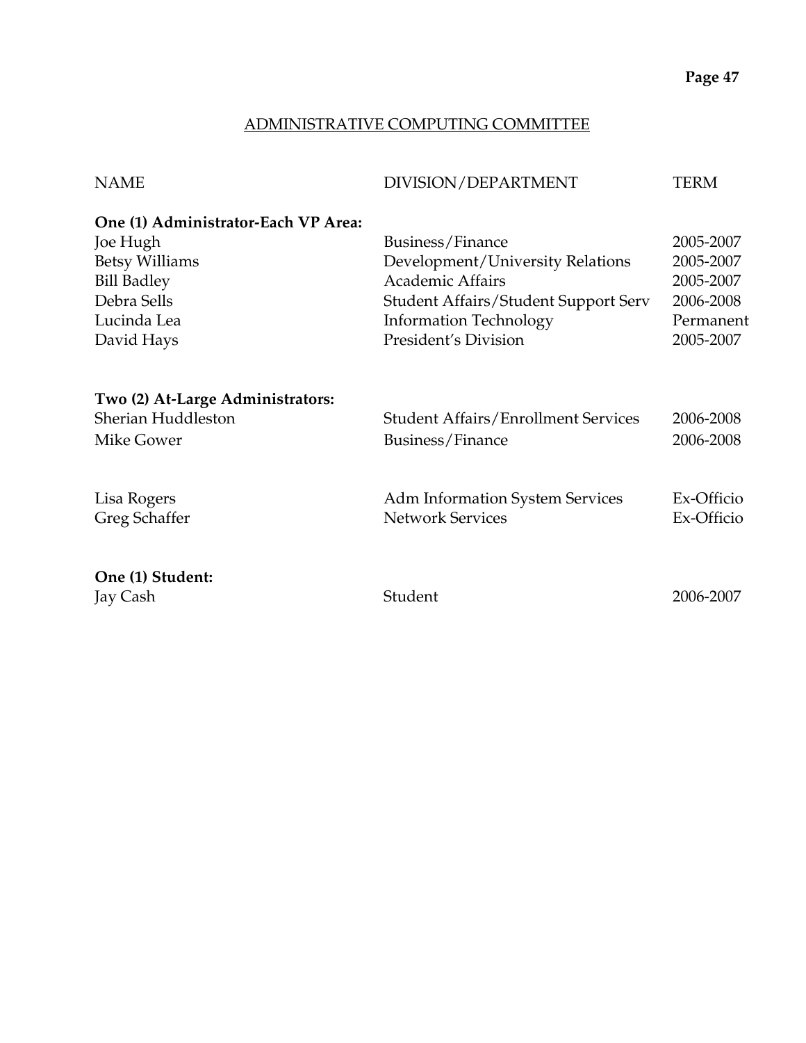## ADMINISTRATIVE COMPUTING COMMITTEE

| NAME | DIVISION/DEPARTMENT | TERM |
|---|---|---|
| **One (1) Administrator-Each VP Area:** | | |
| Joe Hugh | Business/Finance | 2005-2007 |
| Betsy Williams | Development/University Relations | 2005-2007 |
| Bill Badley | Academic Affairs | 2005-2007 |
| Debra Sells | Student Affairs/Student Support Serv | 2006-2008 |
| Lucinda Lea | Information Technology | Permanent |
| David Hays | President's Division | 2005-2007 |
| **Two (2) At-Large Administrators:** | | |
| Sherian Huddleston | Student Affairs/Enrollment Services | 2006-2008 |
| Mike Gower | Business/Finance | 2006-2008 |
| Lisa Rogers | Adm Information System Services | Ex-Officio |
| Greg Schaffer | Network Services | Ex-Officio |
| **One (1) Student:** | | |
| Jay Cash | Student | 2006-2007 |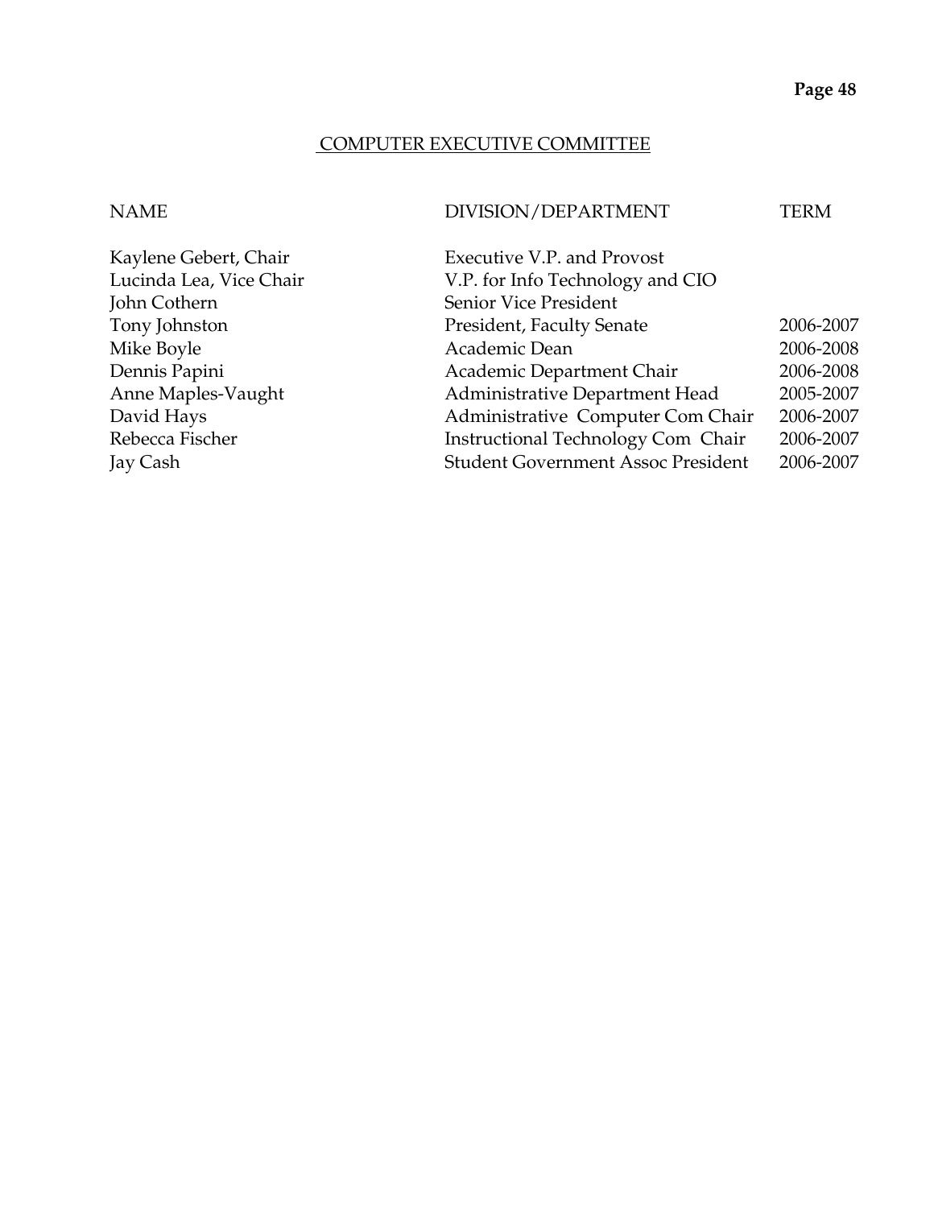## COMPUTER EXECUTIVE COMMITTEE

| NAME | DIVISION/DEPARTMENT | TERM |
|---|---|---|
| Kaylene Gebert, Chair | Executive V.P. and Provost | |
| Lucinda Lea, Vice Chair | V.P. for Info Technology and CIO | |
| John Cothern | Senior Vice President | |
| Tony Johnston | President, Faculty Senate | 2006-2007 |
| Mike Boyle | Academic Dean | 2006-2008 |
| Dennis Papini | Academic Department Chair | 2006-2008 |
| Anne Maples-Vaught | Administrative Department Head | 2005-2007 |
| David Hays | Administrative Computer Com Chair | 2006-2007 |
| Rebecca Fischer | Instructional Technology Com Chair | 2006-2007 |
| Jay Cash | Student Government Assoc President | 2006-2007 |